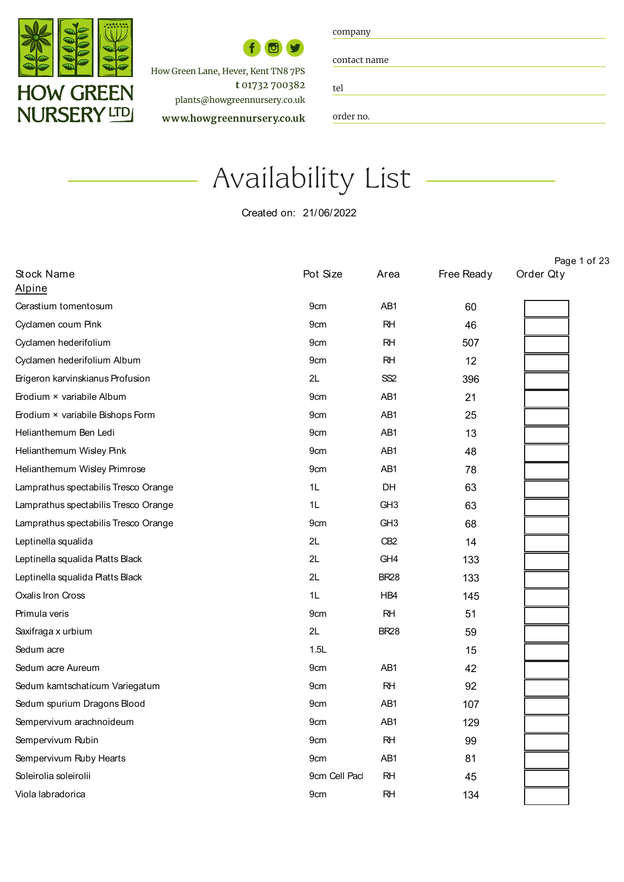HOW GREEN NURSERY LTD

How Green Lane, Hever, Kent TN8 7PS
**t** 01732 700382
plants@howgreennursery.co.uk
**www.howgreennursery.co.uk**

company

contact name

tel

order no.

# Availability List

Created on: 21/06/2022

| Stock Name | Pot Size | Area | Free Ready | Order Qty |
|---|---|---|---|---|
| **Alpine** | | | | |
| Cerastium tomentosum | 9cm | AB1 | 60 | |
| Cyclamen coum Pink | 9cm | RH | 46 | |
| Cyclamen hederifolium | 9cm | RH | 507 | |
| Cyclamen hederifolium Album | 9cm | RH | 12 | |
| Erigeron karvinskianus Profusion | 2L | SS2 | 396 | |
| Erodium × variabile Album | 9cm | AB1 | 21 | |
| Erodium × variabile Bishops Form | 9cm | AB1 | 25 | |
| Helianthemum Ben Ledi | 9cm | AB1 | 13 | |
| Helianthemum Wisley Pink | 9cm | AB1 | 48 | |
| Helianthemum Wisley Primrose | 9cm | AB1 | 78 | |
| Lamprathus spectabilis Tresco Orange | 1L | DH | 63 | |
| Lamprathus spectabilis Tresco Orange | 1L | GH3 | 63 | |
| Lamprathus spectabilis Tresco Orange | 9cm | GH3 | 68 | |
| Leptinella squalida | 2L | CB2 | 14 | |
| Leptinella squalida Platts Black | 2L | GH4 | 133 | |
| Leptinella squalida Platts Black | 2L | BR28 | 133 | |
| Oxalis Iron Cross | 1L | HB4 | 145 | |
| Primula veris | 9cm | RH | 51 | |
| Saxifraga x urbium | 2L | BR28 | 59 | |
| Sedum acre | 1.5L | | 15 | |
| Sedum acre Aureum | 9cm | AB1 | 42 | |
| Sedum kamtschaticum Variegatum | 9cm | RH | 92 | |
| Sedum spurium Dragons Blood | 9cm | AB1 | 107 | |
| Sempervivum arachnoideum | 9cm | AB1 | 129 | |
| Sempervivum Rubin | 9cm | RH | 99 | |
| Sempervivum Ruby Hearts | 9cm | AB1 | 81 | |
| Soleirolia soleirolii | 9cm Cell Pacl | RH | 45 | |
| Viola labradorica | 9cm | RH | 134 | |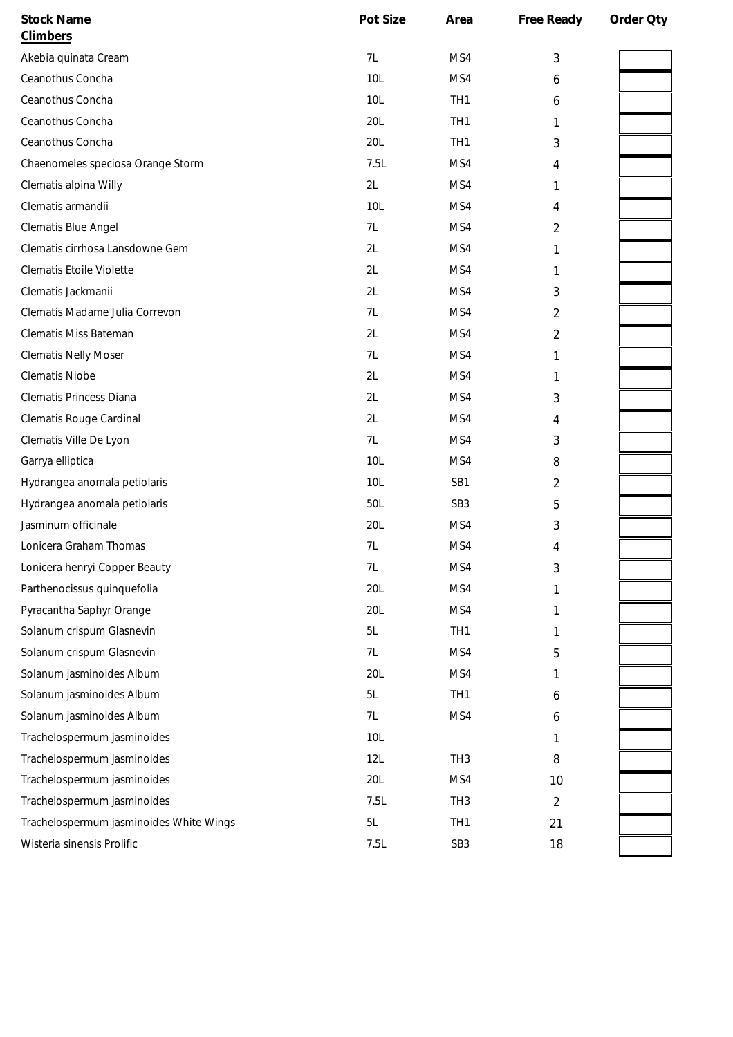| Stock Name | Pot Size | Area | Free Ready | Order Qty |
|---|---|---|---|---|
| **Climbers** | | | | |
| Akebia quinata Cream | 7L | MS4 | 3 | |
| Ceanothus Concha | 10L | MS4 | 6 | |
| Ceanothus Concha | 10L | TH1 | 6 | |
| Ceanothus Concha | 20L | TH1 | 1 | |
| Ceanothus Concha | 20L | TH1 | 3 | |
| Chaenomeles speciosa Orange Storm | 7.5L | MS4 | 4 | |
| Clematis alpina Willy | 2L | MS4 | 1 | |
| Clematis armandii | 10L | MS4 | 4 | |
| Clematis Blue Angel | 7L | MS4 | 2 | |
| Clematis cirrhosa Lansdowne Gem | 2L | MS4 | 1 | |
| Clematis Etoile Violette | 2L | MS4 | 1 | |
| Clematis Jackmanii | 2L | MS4 | 3 | |
| Clematis Madame Julia Correvon | 7L | MS4 | 2 | |
| Clematis Miss Bateman | 2L | MS4 | 2 | |
| Clematis Nelly Moser | 7L | MS4 | 1 | |
| Clematis Niobe | 2L | MS4 | 1 | |
| Clematis Princess Diana | 2L | MS4 | 3 | |
| Clematis Rouge Cardinal | 2L | MS4 | 4 | |
| Clematis Ville De Lyon | 7L | MS4 | 3 | |
| Garrya elliptica | 10L | MS4 | 8 | |
| Hydrangea anomala petiolaris | 10L | SB1 | 2 | |
| Hydrangea anomala petiolaris | 50L | SB3 | 5 | |
| Jasminum officinale | 20L | MS4 | 3 | |
| Lonicera Graham Thomas | 7L | MS4 | 4 | |
| Lonicera henryi Copper Beauty | 7L | MS4 | 3 | |
| Parthenocissus quinquefolia | 20L | MS4 | 1 | |
| Pyracantha Saphyr Orange | 20L | MS4 | 1 | |
| Solanum crispum Glasnevin | 5L | TH1 | 1 | |
| Solanum crispum Glasnevin | 7L | MS4 | 5 | |
| Solanum jasminoides Album | 20L | MS4 | 1 | |
| Solanum jasminoides Album | 5L | TH1 | 6 | |
| Solanum jasminoides Album | 7L | MS4 | 6 | |
| Trachelospermum jasminoides | 10L | | 1 | |
| Trachelospermum jasminoides | 12L | TH3 | 8 | |
| Trachelospermum jasminoides | 20L | MS4 | 10 | |
| Trachelospermum jasminoides | 7.5L | TH3 | 2 | |
| Trachelospermum jasminoides White Wings | 5L | TH1 | 21 | |
| Wisteria sinensis Prolific | 7.5L | SB3 | 18 | |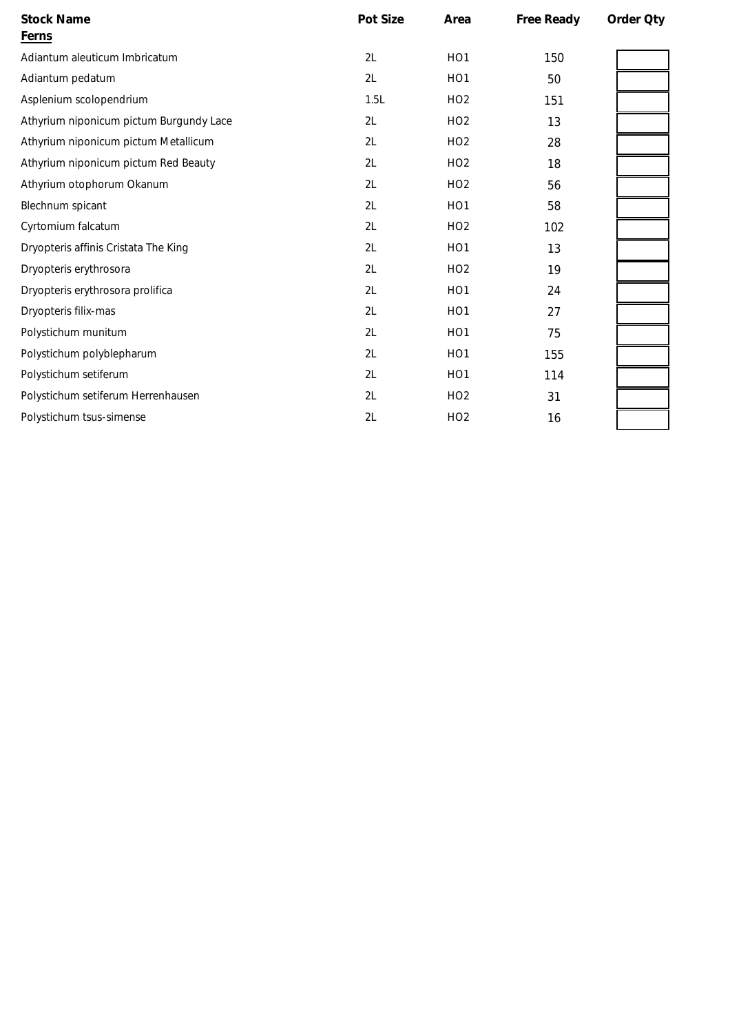| Stock Name | Pot Size | Area | Free Ready | Order Qty |
|---|---|---|---|---|
| **Ferns** | | | | |
| Adiantum aleuticum Imbricatum | 2L | HO1 | 150 | |
| Adiantum pedatum | 2L | HO1 | 50 | |
| Asplenium scolopendrium | 1.5L | HO2 | 151 | |
| Athyrium niponicum pictum Burgundy Lace | 2L | HO2 | 13 | |
| Athyrium niponicum pictum Metallicum | 2L | HO2 | 28 | |
| Athyrium niponicum pictum Red Beauty | 2L | HO2 | 18 | |
| Athyrium otophorum Okanum | 2L | HO2 | 56 | |
| Blechnum spicant | 2L | HO1 | 58 | |
| Cyrtomium falcatum | 2L | HO2 | 102 | |
| Dryopteris affinis Cristata The King | 2L | HO1 | 13 | |
| Dryopteris erythrosora | 2L | HO2 | 19 | |
| Dryopteris erythrosora prolifica | 2L | HO1 | 24 | |
| Dryopteris filix-mas | 2L | HO1 | 27 | |
| Polystichum munitum | 2L | HO1 | 75 | |
| Polystichum polyblepharum | 2L | HO1 | 155 | |
| Polystichum setiferum | 2L | HO1 | 114 | |
| Polystichum setiferum Herrenhausen | 2L | HO2 | 31 | |
| Polystichum tsus-simense | 2L | HO2 | 16 | |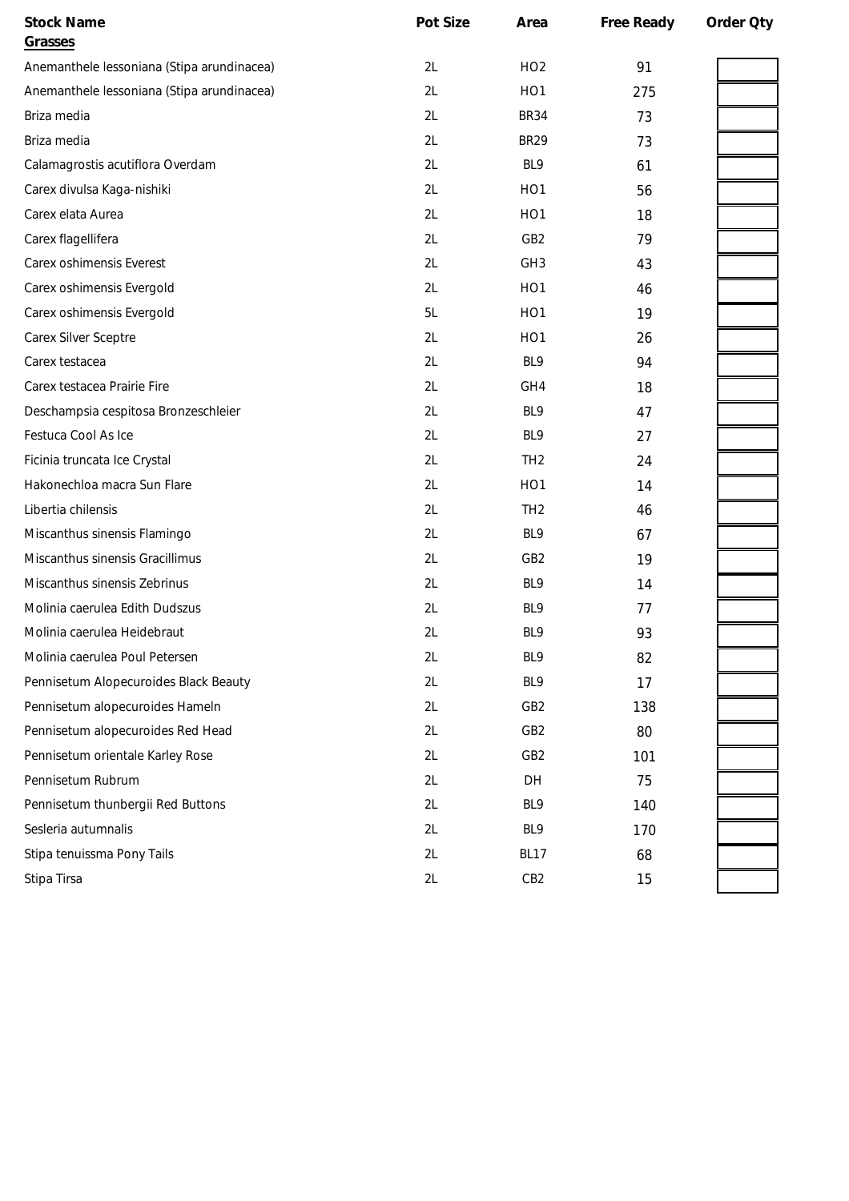| Stock Name | Pot Size | Area | Free Ready | Order Qty |
|---|---|---|---|---|
| **Grasses** | | | | |
| Anemanthele lessoniana (Stipa arundinacea) | 2L | HO2 | 91 | |
| Anemanthele lessoniana (Stipa arundinacea) | 2L | HO1 | 275 | |
| Briza media | 2L | BR34 | 73 | |
| Briza media | 2L | BR29 | 73 | |
| Calamagrostis acutiflora Overdam | 2L | BL9 | 61 | |
| Carex divulsa Kaga-nishiki | 2L | HO1 | 56 | |
| Carex elata Aurea | 2L | HO1 | 18 | |
| Carex flagellifera | 2L | GB2 | 79 | |
| Carex oshimensis Everest | 2L | GH3 | 43 | |
| Carex oshimensis Evergold | 2L | HO1 | 46 | |
| Carex oshimensis Evergold | 5L | HO1 | 19 | |
| Carex Silver Sceptre | 2L | HO1 | 26 | |
| Carex testacea | 2L | BL9 | 94 | |
| Carex testacea Prairie Fire | 2L | GH4 | 18 | |
| Deschampsia cespitosa Bronzeschleier | 2L | BL9 | 47 | |
| Festuca Cool As Ice | 2L | BL9 | 27 | |
| Ficinia truncata Ice Crystal | 2L | TH2 | 24 | |
| Hakonechloa macra Sun Flare | 2L | HO1 | 14 | |
| Libertia chilensis | 2L | TH2 | 46 | |
| Miscanthus sinensis Flamingo | 2L | BL9 | 67 | |
| Miscanthus sinensis Gracillimus | 2L | GB2 | 19 | |
| Miscanthus sinensis Zebrinus | 2L | BL9 | 14 | |
| Molinia caerulea Edith Dudszus | 2L | BL9 | 77 | |
| Molinia caerulea Heidebraut | 2L | BL9 | 93 | |
| Molinia caerulea Poul Petersen | 2L | BL9 | 82 | |
| Pennisetum Alopecuroides Black Beauty | 2L | BL9 | 17 | |
| Pennisetum alopecuroides Hameln | 2L | GB2 | 138 | |
| Pennisetum alopecuroides Red Head | 2L | GB2 | 80 | |
| Pennisetum orientale Karley Rose | 2L | GB2 | 101 | |
| Pennisetum Rubrum | 2L | DH | 75 | |
| Pennisetum thunbergii Red Buttons | 2L | BL9 | 140 | |
| Sesleria autumnalis | 2L | BL9 | 170 | |
| Stipa tenuissma Pony Tails | 2L | BL17 | 68 | |
| Stipa Tirsa | 2L | CB2 | 15 | |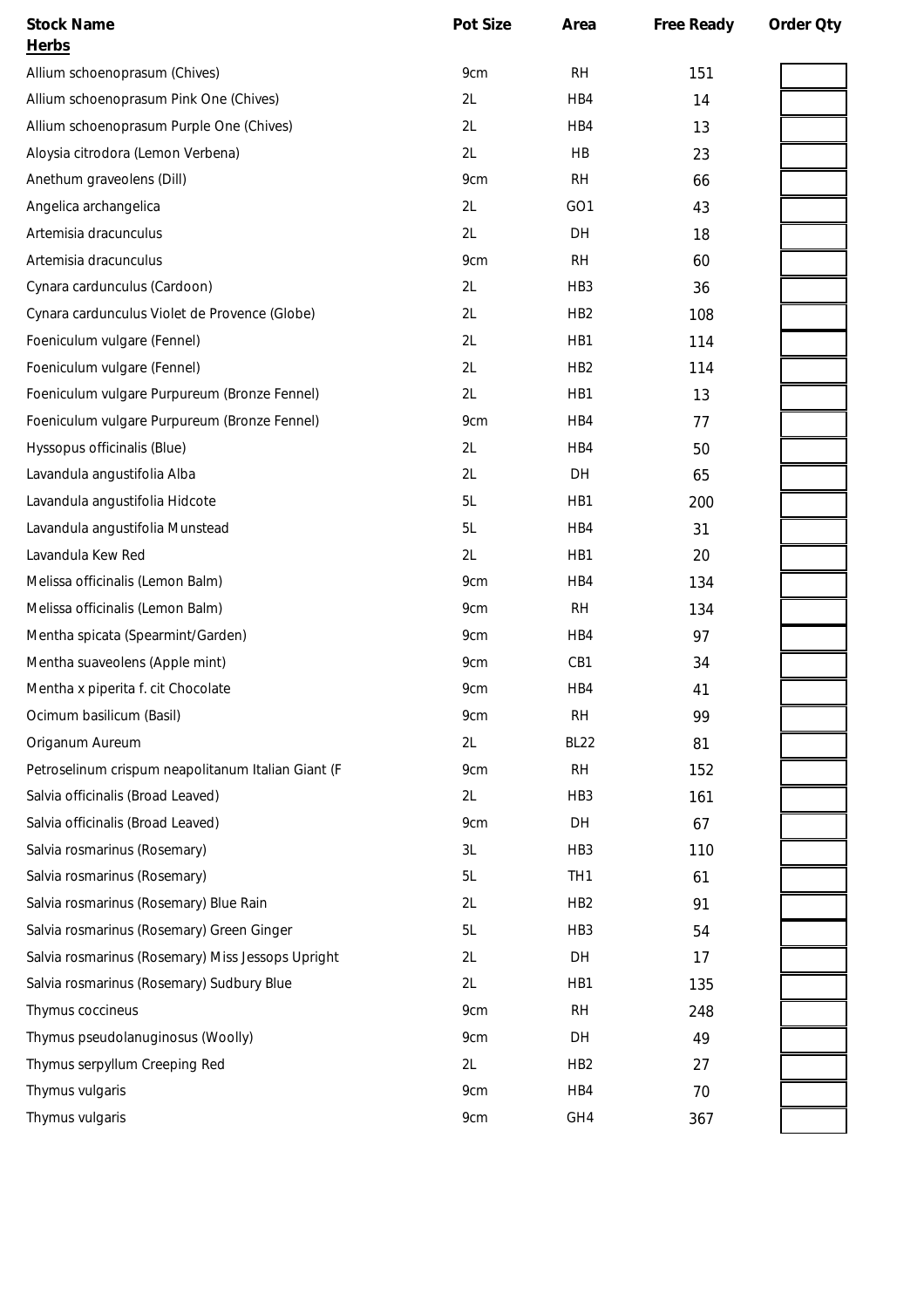| Stock Name | Pot Size | Area | Free Ready | Order Qty |
|---|---|---|---|---|
| **Herbs** | | | | |
| Allium schoenoprasum (Chives) | 9cm | RH | 151 | |
| Allium schoenoprasum Pink One (Chives) | 2L | HB4 | 14 | |
| Allium schoenoprasum Purple One (Chives) | 2L | HB4 | 13 | |
| Aloysia citrodora (Lemon Verbena) | 2L | HB | 23 | |
| Anethum graveolens (Dill) | 9cm | RH | 66 | |
| Angelica archangelica | 2L | GO1 | 43 | |
| Artemisia dracunculus | 2L | DH | 18 | |
| Artemisia dracunculus | 9cm | RH | 60 | |
| Cynara cardunculus (Cardoon) | 2L | HB3 | 36 | |
| Cynara cardunculus Violet de Provence (Globe) | 2L | HB2 | 108 | |
| Foeniculum vulgare (Fennel) | 2L | HB1 | 114 | |
| Foeniculum vulgare (Fennel) | 2L | HB2 | 114 | |
| Foeniculum vulgare Purpureum (Bronze Fennel) | 2L | HB1 | 13 | |
| Foeniculum vulgare Purpureum (Bronze Fennel) | 9cm | HB4 | 77 | |
| Hyssopus officinalis (Blue) | 2L | HB4 | 50 | |
| Lavandula angustifolia Alba | 2L | DH | 65 | |
| Lavandula angustifolia Hidcote | 5L | HB1 | 200 | |
| Lavandula angustifolia Munstead | 5L | HB4 | 31 | |
| Lavandula Kew Red | 2L | HB1 | 20 | |
| Melissa officinalis (Lemon Balm) | 9cm | HB4 | 134 | |
| Melissa officinalis (Lemon Balm) | 9cm | RH | 134 | |
| Mentha spicata (Spearmint/Garden) | 9cm | HB4 | 97 | |
| Mentha suaveolens (Apple mint) | 9cm | CB1 | 34 | |
| Mentha x piperita f. cit Chocolate | 9cm | HB4 | 41 | |
| Ocimum basilicum (Basil) | 9cm | RH | 99 | |
| Origanum Aureum | 2L | BL22 | 81 | |
| Petroselinum crispum neapolitanum Italian Giant (F | 9cm | RH | 152 | |
| Salvia officinalis (Broad Leaved) | 2L | HB3 | 161 | |
| Salvia officinalis (Broad Leaved) | 9cm | DH | 67 | |
| Salvia rosmarinus (Rosemary) | 3L | HB3 | 110 | |
| Salvia rosmarinus (Rosemary) | 5L | TH1 | 61 | |
| Salvia rosmarinus (Rosemary) Blue Rain | 2L | HB2 | 91 | |
| Salvia rosmarinus (Rosemary) Green Ginger | 5L | HB3 | 54 | |
| Salvia rosmarinus (Rosemary) Miss Jessops Upright | 2L | DH | 17 | |
| Salvia rosmarinus (Rosemary) Sudbury Blue | 2L | HB1 | 135 | |
| Thymus coccineus | 9cm | RH | 248 | |
| Thymus pseudolanuginosus (Woolly) | 9cm | DH | 49 | |
| Thymus serpyllum Creeping Red | 2L | HB2 | 27 | |
| Thymus vulgaris | 9cm | HB4 | 70 | |
| Thymus vulgaris | 9cm | GH4 | 367 | |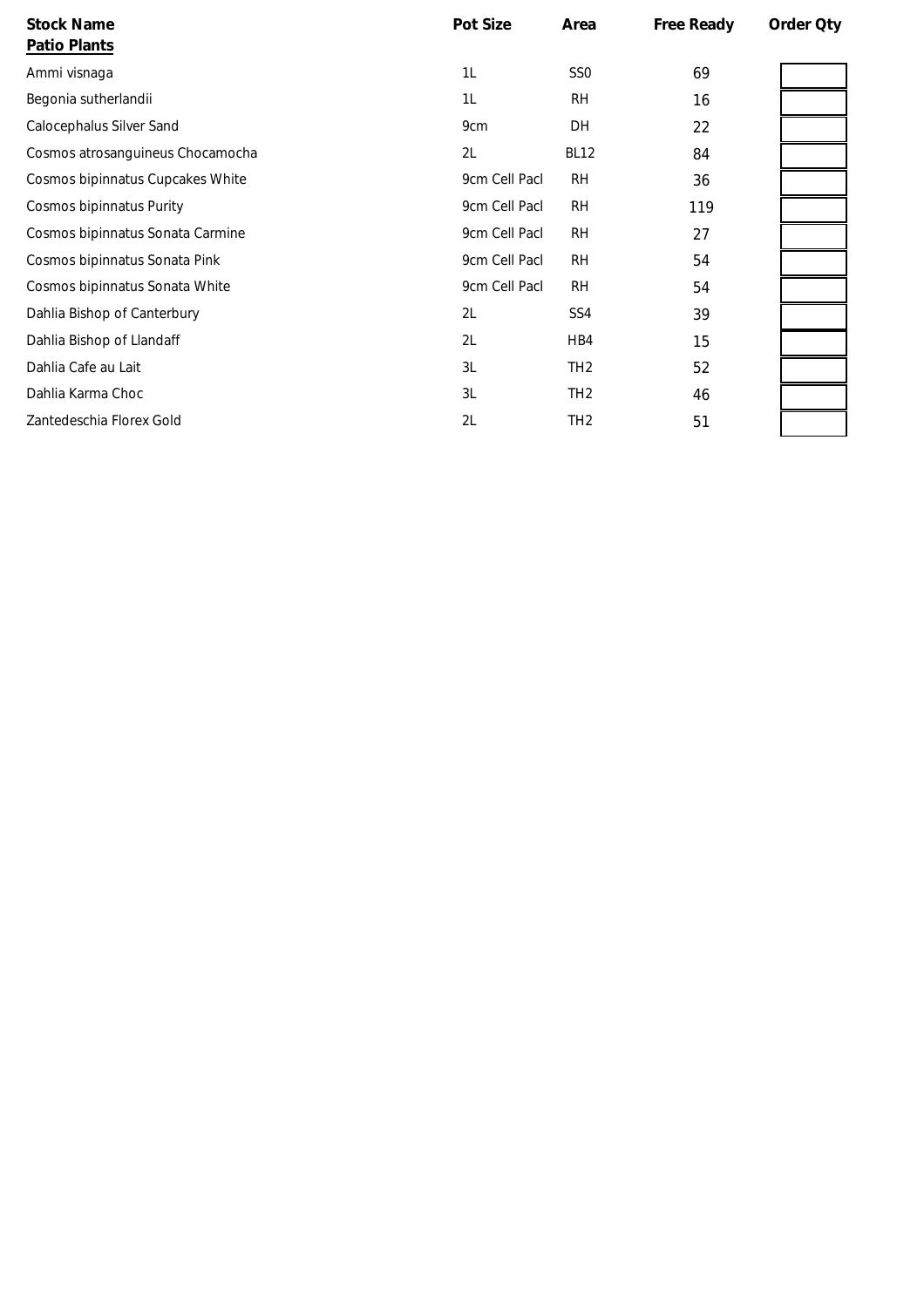| Stock Name | Pot Size | Area | Free Ready | Order Qty |
|---|---|---|---|---|
| **Patio Plants** | | | | |
| Ammi visnaga | 1L | SS0 | 69 | |
| Begonia sutherlandii | 1L | RH | 16 | |
| Calocephalus Silver Sand | 9cm | DH | 22 | |
| Cosmos atrosanguineus Chocamocha | 2L | BL12 | 84 | |
| Cosmos bipinnatus Cupcakes White | 9cm Cell Pacl | RH | 36 | |
| Cosmos bipinnatus Purity | 9cm Cell Pacl | RH | 119 | |
| Cosmos bipinnatus Sonata Carmine | 9cm Cell Pacl | RH | 27 | |
| Cosmos bipinnatus Sonata Pink | 9cm Cell Pacl | RH | 54 | |
| Cosmos bipinnatus Sonata White | 9cm Cell Pacl | RH | 54 | |
| Dahlia Bishop of Canterbury | 2L | SS4 | 39 | |
| Dahlia Bishop of Llandaff | 2L | HB4 | 15 | |
| Dahlia Cafe au Lait | 3L | TH2 | 52 | |
| Dahlia Karma Choc | 3L | TH2 | 46 | |
| Zantedeschia Florex Gold | 2L | TH2 | 51 | |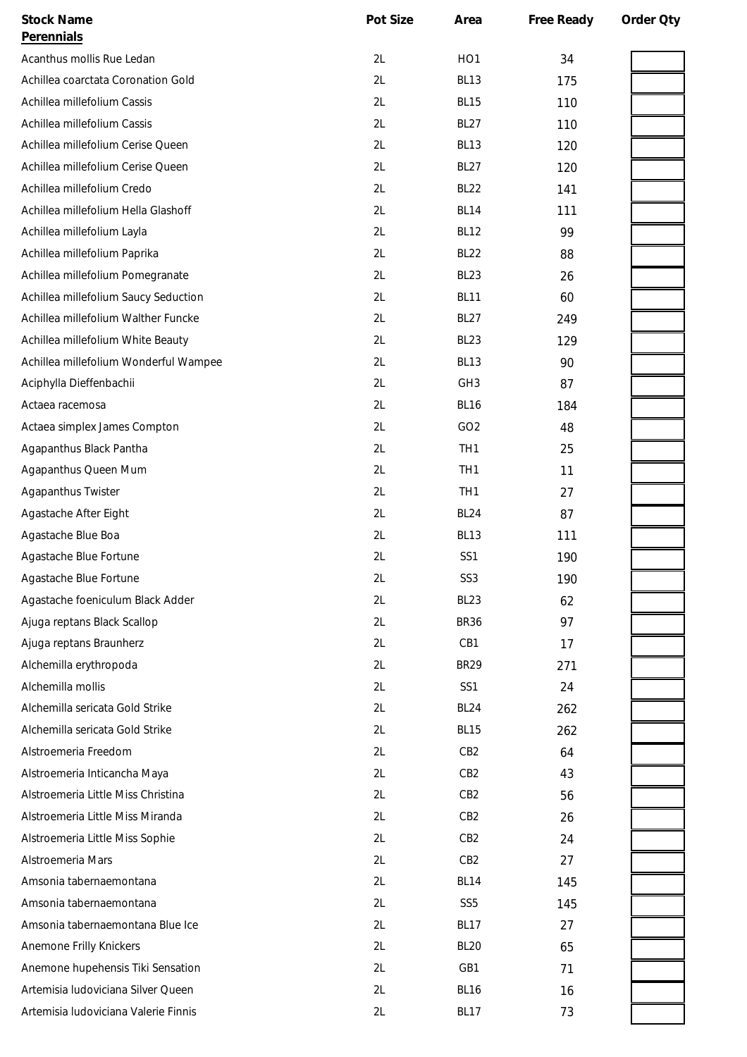| Stock Name | Pot Size | Area | Free Ready | Order Qty |
| --- | --- | --- | --- | --- |
| **Perennials** | | | | |
| Acanthus mollis Rue Ledan | 2L | HO1 | 34 | |
| Achillea coarctata Coronation Gold | 2L | BL13 | 175 | |
| Achillea millefolium Cassis | 2L | BL15 | 110 | |
| Achillea millefolium Cassis | 2L | BL27 | 110 | |
| Achillea millefolium Cerise Queen | 2L | BL13 | 120 | |
| Achillea millefolium Cerise Queen | 2L | BL27 | 120 | |
| Achillea millefolium Credo | 2L | BL22 | 141 | |
| Achillea millefolium Hella Glashoff | 2L | BL14 | 111 | |
| Achillea millefolium Layla | 2L | BL12 | 99 | |
| Achillea millefolium Paprika | 2L | BL22 | 88 | |
| Achillea millefolium Pomegranate | 2L | BL23 | 26 | |
| Achillea millefolium Saucy Seduction | 2L | BL11 | 60 | |
| Achillea millefolium Walther Funcke | 2L | BL27 | 249 | |
| Achillea millefolium White Beauty | 2L | BL23 | 129 | |
| Achillea millefolium Wonderful Wampee | 2L | BL13 | 90 | |
| Aciphylla Dieffenbachii | 2L | GH3 | 87 | |
| Actaea racemosa | 2L | BL16 | 184 | |
| Actaea simplex James Compton | 2L | GO2 | 48 | |
| Agapanthus Black Pantha | 2L | TH1 | 25 | |
| Agapanthus Queen Mum | 2L | TH1 | 11 | |
| Agapanthus Twister | 2L | TH1 | 27 | |
| Agastache After Eight | 2L | BL24 | 87 | |
| Agastache Blue Boa | 2L | BL13 | 111 | |
| Agastache Blue Fortune | 2L | SS1 | 190 | |
| Agastache Blue Fortune | 2L | SS3 | 190 | |
| Agastache foeniculum Black Adder | 2L | BL23 | 62 | |
| Ajuga reptans Black Scallop | 2L | BR36 | 97 | |
| Ajuga reptans Braunherz | 2L | CB1 | 17 | |
| Alchemilla erythropoda | 2L | BR29 | 271 | |
| Alchemilla mollis | 2L | SS1 | 24 | |
| Alchemilla sericata Gold Strike | 2L | BL24 | 262 | |
| Alchemilla sericata Gold Strike | 2L | BL15 | 262 | |
| Alstroemeria Freedom | 2L | CB2 | 64 | |
| Alstroemeria Inticancha Maya | 2L | CB2 | 43 | |
| Alstroemeria Little Miss Christina | 2L | CB2 | 56 | |
| Alstroemeria Little Miss Miranda | 2L | CB2 | 26 | |
| Alstroemeria Little Miss Sophie | 2L | CB2 | 24 | |
| Alstroemeria Mars | 2L | CB2 | 27 | |
| Amsonia tabernaemontana | 2L | BL14 | 145 | |
| Amsonia tabernaemontana | 2L | SS5 | 145 | |
| Amsonia tabernaemontana Blue Ice | 2L | BL17 | 27 | |
| Anemone Frilly Knickers | 2L | BL20 | 65 | |
| Anemone hupehensis Tiki Sensation | 2L | GB1 | 71 | |
| Artemisia ludoviciana Silver Queen | 2L | BL16 | 16 | |
| Artemisia ludoviciana Valerie Finnis | 2L | BL17 | 73 | |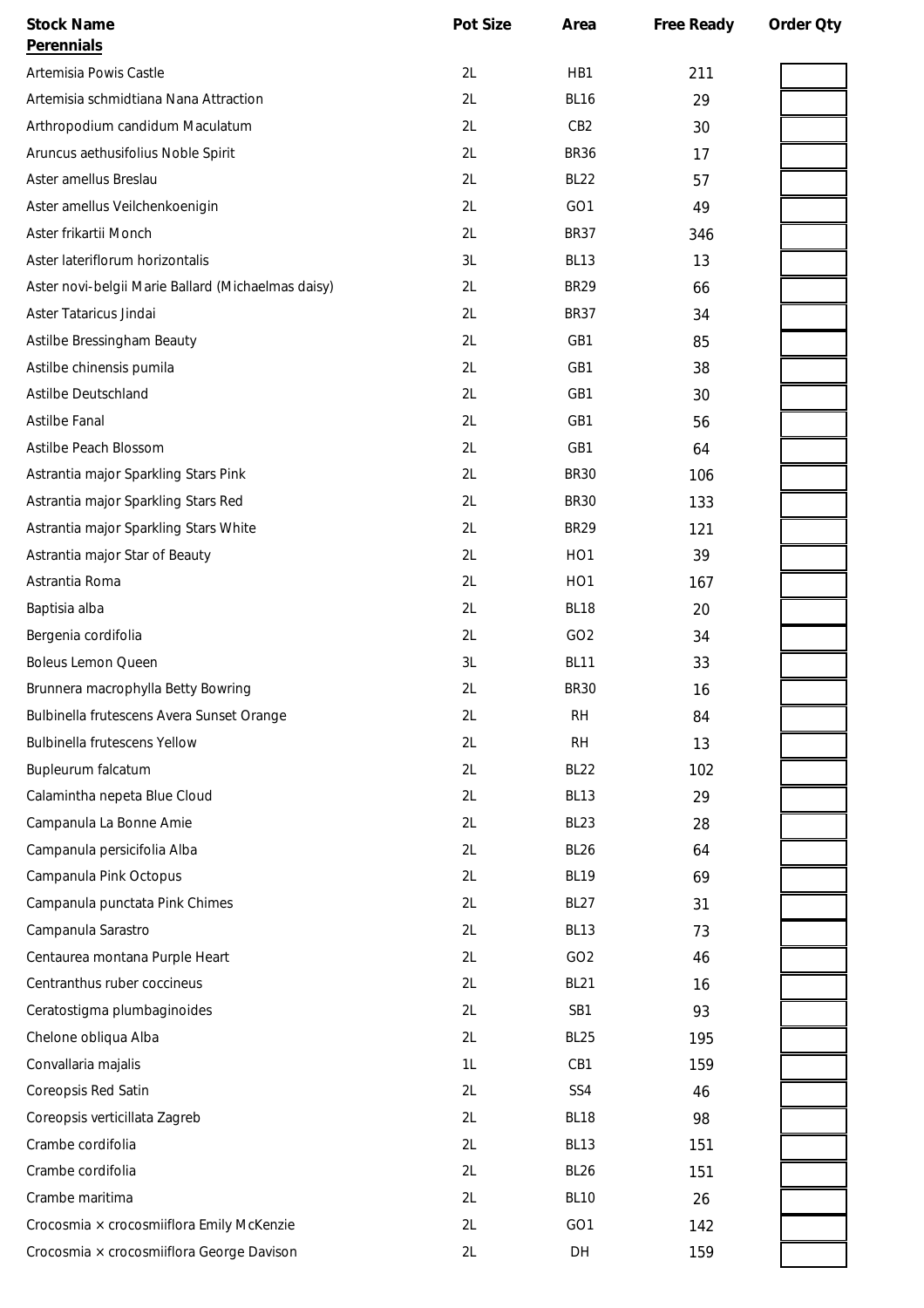| Stock Name | Pot Size | Area | Free Ready | Order Qty |
|---|---|---|---|---|
| **Perennials** | | | | |
| Artemisia Powis Castle | 2L | HB1 | 211 | |
| Artemisia schmidtiana Nana Attraction | 2L | BL16 | 29 | |
| Arthropodium candidum Maculatum | 2L | CB2 | 30 | |
| Aruncus aethusifolius Noble Spirit | 2L | BR36 | 17 | |
| Aster amellus Breslau | 2L | BL22 | 57 | |
| Aster amellus Veilchenkoenigin | 2L | GO1 | 49 | |
| Aster frikartii Monch | 2L | BR37 | 346 | |
| Aster lateriflorum horizontalis | 3L | BL13 | 13 | |
| Aster novi-belgii Marie Ballard (Michaelmas daisy) | 2L | BR29 | 66 | |
| Aster Tataricus Jindai | 2L | BR37 | 34 | |
| Astilbe Bressingham Beauty | 2L | GB1 | 85 | |
| Astilbe chinensis pumila | 2L | GB1 | 38 | |
| Astilbe Deutschland | 2L | GB1 | 30 | |
| Astilbe Fanal | 2L | GB1 | 56 | |
| Astilbe Peach Blossom | 2L | GB1 | 64 | |
| Astrantia major Sparkling Stars Pink | 2L | BR30 | 106 | |
| Astrantia major Sparkling Stars Red | 2L | BR30 | 133 | |
| Astrantia major Sparkling Stars White | 2L | BR29 | 121 | |
| Astrantia major Star of Beauty | 2L | HO1 | 39 | |
| Astrantia Roma | 2L | HO1 | 167 | |
| Baptisia alba | 2L | BL18 | 20 | |
| Bergenia cordifolia | 2L | GO2 | 34 | |
| Boleus Lemon Queen | 3L | BL11 | 33 | |
| Brunnera macrophylla Betty Bowring | 2L | BR30 | 16 | |
| Bulbinella frutescens Avera Sunset Orange | 2L | RH | 84 | |
| Bulbinella frutescens Yellow | 2L | RH | 13 | |
| Bupleurum falcatum | 2L | BL22 | 102 | |
| Calamintha nepeta Blue Cloud | 2L | BL13 | 29 | |
| Campanula La Bonne Amie | 2L | BL23 | 28 | |
| Campanula persicifolia Alba | 2L | BL26 | 64 | |
| Campanula Pink Octopus | 2L | BL19 | 69 | |
| Campanula punctata Pink Chimes | 2L | BL27 | 31 | |
| Campanula Sarastro | 2L | BL13 | 73 | |
| Centaurea montana Purple Heart | 2L | GO2 | 46 | |
| Centranthus ruber coccineus | 2L | BL21 | 16 | |
| Ceratostigma plumbaginoides | 2L | SB1 | 93 | |
| Chelone obliqua Alba | 2L | BL25 | 195 | |
| Convallaria majalis | 1L | CB1 | 159 | |
| Coreopsis Red Satin | 2L | SS4 | 46 | |
| Coreopsis verticillata Zagreb | 2L | BL18 | 98 | |
| Crambe cordifolia | 2L | BL13 | 151 | |
| Crambe cordifolia | 2L | BL26 | 151 | |
| Crambe maritima | 2L | BL10 | 26 | |
| Crocosmia × crocosmiiflora Emily McKenzie | 2L | GO1 | 142 | |
| Crocosmia × crocosmiiflora George Davison | 2L | DH | 159 | |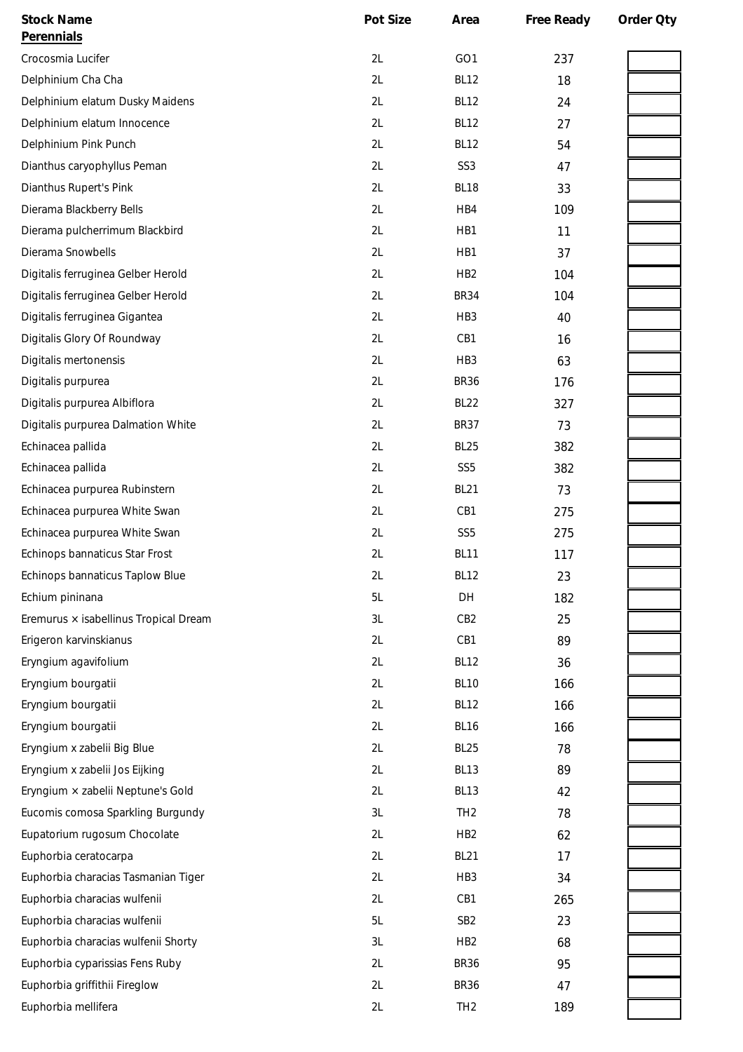| Stock Name | Pot Size | Area | Free Ready | Order Qty |
|---|---|---|---|---|
| **Perennials** | | | | |
| Crocosmia Lucifer | 2L | GO1 | 237 | |
| Delphinium Cha Cha | 2L | BL12 | 18 | |
| Delphinium elatum Dusky Maidens | 2L | BL12 | 24 | |
| Delphinium elatum Innocence | 2L | BL12 | 27 | |
| Delphinium Pink Punch | 2L | BL12 | 54 | |
| Dianthus caryophyllus Peman | 2L | SS3 | 47 | |
| Dianthus Rupert's Pink | 2L | BL18 | 33 | |
| Dierama Blackberry Bells | 2L | HB4 | 109 | |
| Dierama pulcherrimum Blackbird | 2L | HB1 | 11 | |
| Dierama Snowbells | 2L | HB1 | 37 | |
| Digitalis ferruginea Gelber Herold | 2L | HB2 | 104 | |
| Digitalis ferruginea Gelber Herold | 2L | BR34 | 104 | |
| Digitalis ferruginea Gigantea | 2L | HB3 | 40 | |
| Digitalis Glory Of Roundway | 2L | CB1 | 16 | |
| Digitalis mertonensis | 2L | HB3 | 63 | |
| Digitalis purpurea | 2L | BR36 | 176 | |
| Digitalis purpurea Albiflora | 2L | BL22 | 327 | |
| Digitalis purpurea Dalmation White | 2L | BR37 | 73 | |
| Echinacea pallida | 2L | BL25 | 382 | |
| Echinacea pallida | 2L | SS5 | 382 | |
| Echinacea purpurea Rubinstern | 2L | BL21 | 73 | |
| Echinacea purpurea White Swan | 2L | CB1 | 275 | |
| Echinacea purpurea White Swan | 2L | SS5 | 275 | |
| Echinops bannaticus Star Frost | 2L | BL11 | 117 | |
| Echinops bannaticus Taplow Blue | 2L | BL12 | 23 | |
| Echium pininana | 5L | DH | 182 | |
| Eremurus × isabellinus Tropical Dream | 3L | CB2 | 25 | |
| Erigeron karvinskianus | 2L | CB1 | 89 | |
| Eryngium agavifolium | 2L | BL12 | 36 | |
| Eryngium bourgatii | 2L | BL10 | 166 | |
| Eryngium bourgatii | 2L | BL12 | 166 | |
| Eryngium bourgatii | 2L | BL16 | 166 | |
| Eryngium x zabelii Big Blue | 2L | BL25 | 78 | |
| Eryngium x zabelii Jos Eijking | 2L | BL13 | 89 | |
| Eryngium × zabelii Neptune's Gold | 2L | BL13 | 42 | |
| Eucomis comosa Sparkling Burgundy | 3L | TH2 | 78 | |
| Eupatorium rugosum Chocolate | 2L | HB2 | 62 | |
| Euphorbia ceratocarpa | 2L | BL21 | 17 | |
| Euphorbia characias Tasmanian Tiger | 2L | HB3 | 34 | |
| Euphorbia characias wulfenii | 2L | CB1 | 265 | |
| Euphorbia characias wulfenii | 5L | SB2 | 23 | |
| Euphorbia characias wulfenii Shorty | 3L | HB2 | 68 | |
| Euphorbia cyparissias Fens Ruby | 2L | BR36 | 95 | |
| Euphorbia griffithii Fireglow | 2L | BR36 | 47 | |
| Euphorbia mellifera | 2L | TH2 | 189 | |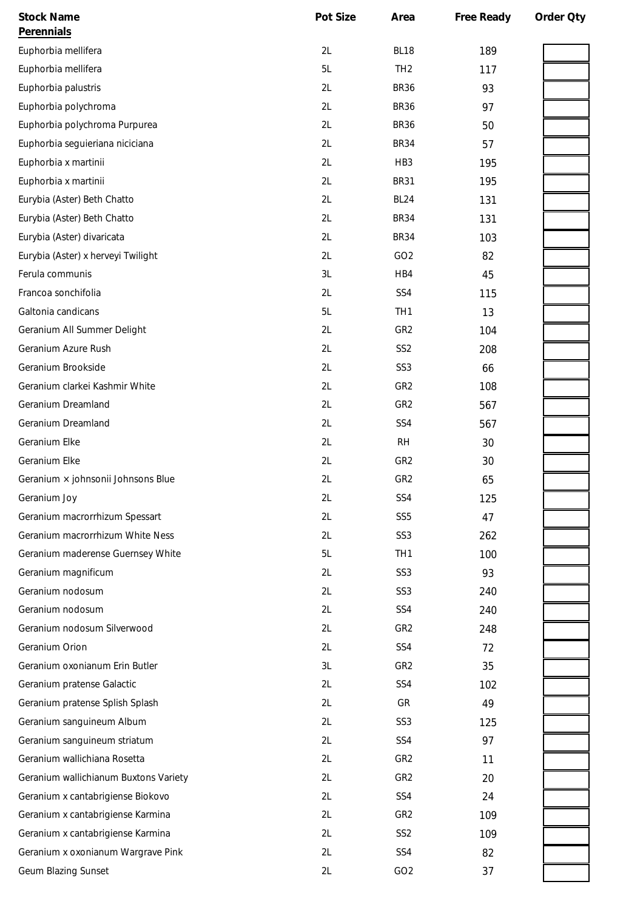| Stock Name | Pot Size | Area | Free Ready | Order Qty |
|---|---|---|---|---|
| **Perennials** | | | | |
| Euphorbia mellifera | 2L | BL18 | 189 | |
| Euphorbia mellifera | 5L | TH2 | 117 | |
| Euphorbia palustris | 2L | BR36 | 93 | |
| Euphorbia polychroma | 2L | BR36 | 97 | |
| Euphorbia polychroma Purpurea | 2L | BR36 | 50 | |
| Euphorbia seguieriana niciciana | 2L | BR34 | 57 | |
| Euphorbia x martinii | 2L | HB3 | 195 | |
| Euphorbia x martinii | 2L | BR31 | 195 | |
| Eurybia (Aster) Beth Chatto | 2L | BL24 | 131 | |
| Eurybia (Aster) Beth Chatto | 2L | BR34 | 131 | |
| Eurybia (Aster) divaricata | 2L | BR34 | 103 | |
| Eurybia (Aster) x herveyi Twilight | 2L | GO2 | 82 | |
| Ferula communis | 3L | HB4 | 45 | |
| Francoa sonchifolia | 2L | SS4 | 115 | |
| Galtonia candicans | 5L | TH1 | 13 | |
| Geranium All Summer Delight | 2L | GR2 | 104 | |
| Geranium Azure Rush | 2L | SS2 | 208 | |
| Geranium Brookside | 2L | SS3 | 66 | |
| Geranium clarkei Kashmir White | 2L | GR2 | 108 | |
| Geranium Dreamland | 2L | GR2 | 567 | |
| Geranium Dreamland | 2L | SS4 | 567 | |
| Geranium Elke | 2L | RH | 30 | |
| Geranium Elke | 2L | GR2 | 30 | |
| Geranium × johnsonii Johnsons Blue | 2L | GR2 | 65 | |
| Geranium Joy | 2L | SS4 | 125 | |
| Geranium macrorrhizum Spessart | 2L | SS5 | 47 | |
| Geranium macrorrhizum White Ness | 2L | SS3 | 262 | |
| Geranium maderense Guernsey White | 5L | TH1 | 100 | |
| Geranium magnificum | 2L | SS3 | 93 | |
| Geranium nodosum | 2L | SS3 | 240 | |
| Geranium nodosum | 2L | SS4 | 240 | |
| Geranium nodosum Silverwood | 2L | GR2 | 248 | |
| Geranium Orion | 2L | SS4 | 72 | |
| Geranium oxonianum Erin Butler | 3L | GR2 | 35 | |
| Geranium pratense Galactic | 2L | SS4 | 102 | |
| Geranium pratense Splish Splash | 2L | GR | 49 | |
| Geranium sanguineum Album | 2L | SS3 | 125 | |
| Geranium sanguineum striatum | 2L | SS4 | 97 | |
| Geranium wallichiana Rosetta | 2L | GR2 | 11 | |
| Geranium wallichianum Buxtons Variety | 2L | GR2 | 20 | |
| Geranium x cantabrigiense Biokovo | 2L | SS4 | 24 | |
| Geranium x cantabrigiense Karmina | 2L | GR2 | 109 | |
| Geranium x cantabrigiense Karmina | 2L | SS2 | 109 | |
| Geranium x oxonianum Wargrave Pink | 2L | SS4 | 82 | |
| Geum Blazing Sunset | 2L | GO2 | 37 | |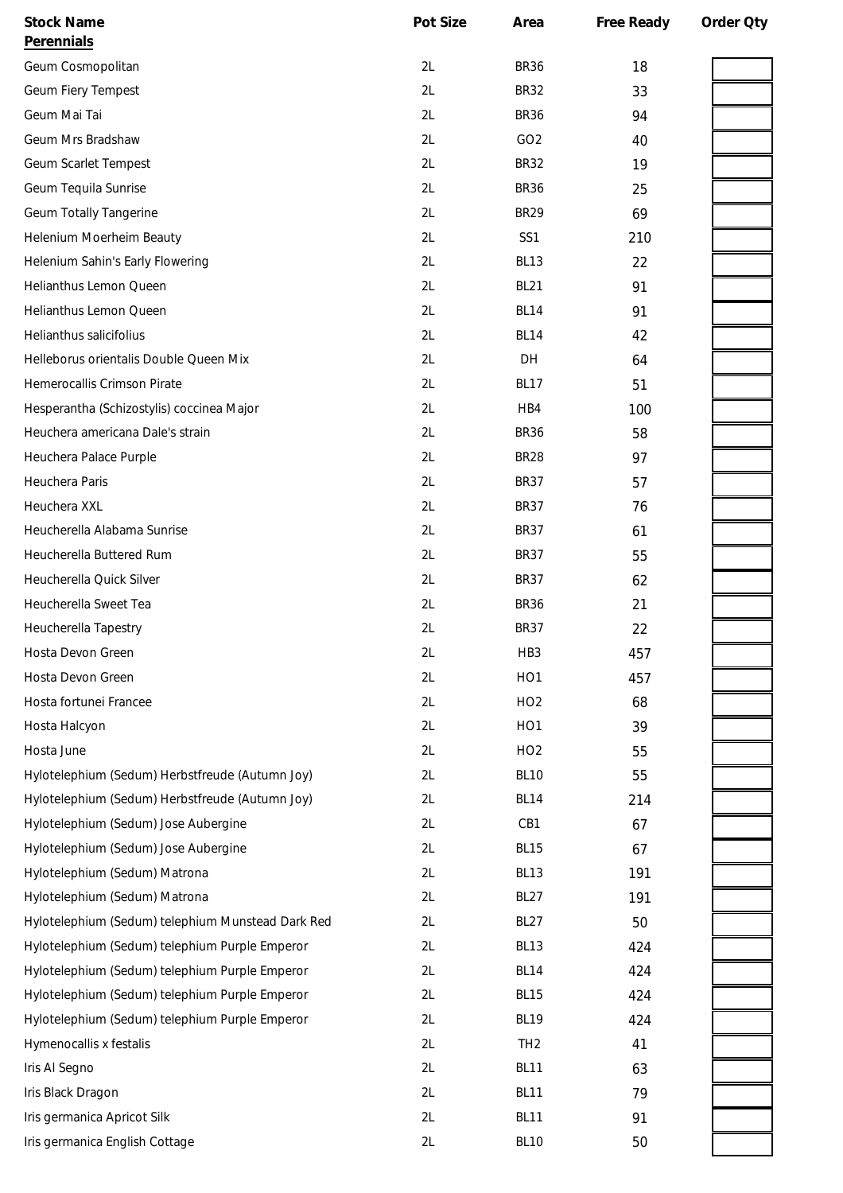| Stock Name | Pot Size | Area | Free Ready | Order Qty |
|---|---|---|---|---|
| **Perennials** | | | | |
| Geum Cosmopolitan | 2L | BR36 | 18 | |
| Geum Fiery Tempest | 2L | BR32 | 33 | |
| Geum Mai Tai | 2L | BR36 | 94 | |
| Geum Mrs Bradshaw | 2L | GO2 | 40 | |
| Geum Scarlet Tempest | 2L | BR32 | 19 | |
| Geum Tequila Sunrise | 2L | BR36 | 25 | |
| Geum Totally Tangerine | 2L | BR29 | 69 | |
| Helenium Moerheim Beauty | 2L | SS1 | 210 | |
| Helenium Sahin's Early Flowering | 2L | BL13 | 22 | |
| Helianthus Lemon Queen | 2L | BL21 | 91 | |
| Helianthus Lemon Queen | 2L | BL14 | 91 | |
| Helianthus salicifolius | 2L | BL14 | 42 | |
| Helleborus orientalis Double Queen Mix | 2L | DH | 64 | |
| Hemerocallis Crimson Pirate | 2L | BL17 | 51 | |
| Hesperantha (Schizostylis) coccinea Major | 2L | HB4 | 100 | |
| Heuchera americana Dale's strain | 2L | BR36 | 58 | |
| Heuchera Palace Purple | 2L | BR28 | 97 | |
| Heuchera Paris | 2L | BR37 | 57 | |
| Heuchera XXL | 2L | BR37 | 76 | |
| Heucherella Alabama Sunrise | 2L | BR37 | 61 | |
| Heucherella Buttered Rum | 2L | BR37 | 55 | |
| Heucherella Quick Silver | 2L | BR37 | 62 | |
| Heucherella Sweet Tea | 2L | BR36 | 21 | |
| Heucherella Tapestry | 2L | BR37 | 22 | |
| Hosta Devon Green | 2L | HB3 | 457 | |
| Hosta Devon Green | 2L | HO1 | 457 | |
| Hosta fortunei Francee | 2L | HO2 | 68 | |
| Hosta Halcyon | 2L | HO1 | 39 | |
| Hosta June | 2L | HO2 | 55 | |
| Hylotelephium (Sedum) Herbstfreude (Autumn Joy) | 2L | BL10 | 55 | |
| Hylotelephium (Sedum) Herbstfreude (Autumn Joy) | 2L | BL14 | 214 | |
| Hylotelephium (Sedum) Jose Aubergine | 2L | CB1 | 67 | |
| Hylotelephium (Sedum) Jose Aubergine | 2L | BL15 | 67 | |
| Hylotelephium (Sedum) Matrona | 2L | BL13 | 191 | |
| Hylotelephium (Sedum) Matrona | 2L | BL27 | 191 | |
| Hylotelephium (Sedum) telephium Munstead Dark Red | 2L | BL27 | 50 | |
| Hylotelephium (Sedum) telephium Purple Emperor | 2L | BL13 | 424 | |
| Hylotelephium (Sedum) telephium Purple Emperor | 2L | BL14 | 424 | |
| Hylotelephium (Sedum) telephium Purple Emperor | 2L | BL15 | 424 | |
| Hylotelephium (Sedum) telephium Purple Emperor | 2L | BL19 | 424 | |
| Hymenocallis x festalis | 2L | TH2 | 41 | |
| Iris Al Segno | 2L | BL11 | 63 | |
| Iris Black Dragon | 2L | BL11 | 79 | |
| Iris germanica Apricot Silk | 2L | BL11 | 91 | |
| Iris germanica English Cottage | 2L | BL10 | 50 | |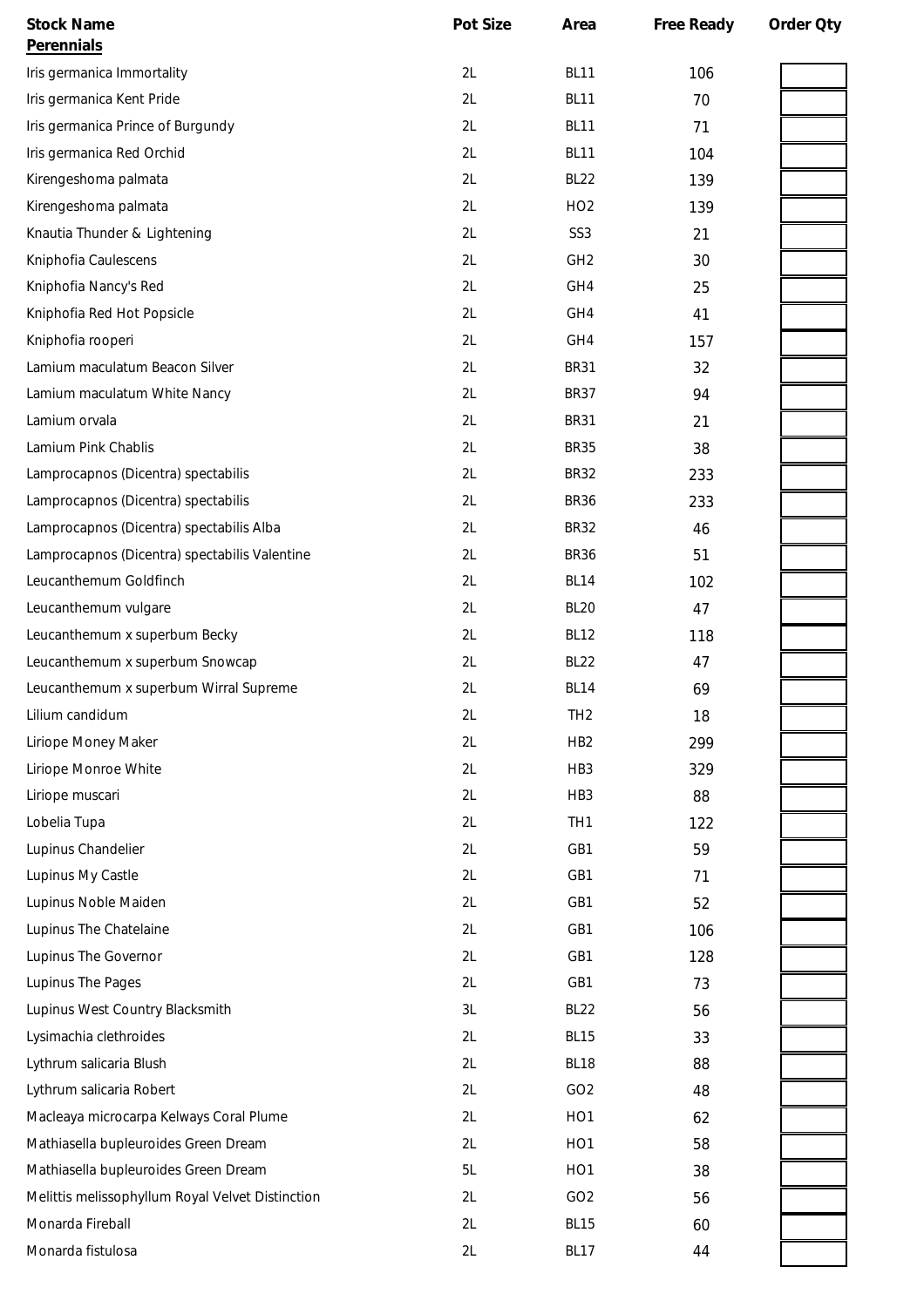| Stock Name | Pot Size | Area | Free Ready | Order Qty |
|---|---|---|---|---|
| **Perennials** | | | | |
| Iris germanica Immortality | 2L | BL11 | 106 | |
| Iris germanica Kent Pride | 2L | BL11 | 70 | |
| Iris germanica Prince of Burgundy | 2L | BL11 | 71 | |
| Iris germanica Red Orchid | 2L | BL11 | 104 | |
| Kirengeshoma palmata | 2L | BL22 | 139 | |
| Kirengeshoma palmata | 2L | HO2 | 139 | |
| Knautia Thunder & Lightening | 2L | SS3 | 21 | |
| Kniphofia Caulescens | 2L | GH2 | 30 | |
| Kniphofia Nancy's Red | 2L | GH4 | 25 | |
| Kniphofia Red Hot Popsicle | 2L | GH4 | 41 | |
| Kniphofia rooperi | 2L | GH4 | 157 | |
| Lamium maculatum Beacon Silver | 2L | BR31 | 32 | |
| Lamium maculatum White Nancy | 2L | BR37 | 94 | |
| Lamium orvala | 2L | BR31 | 21 | |
| Lamium Pink Chablis | 2L | BR35 | 38 | |
| Lamprocapnos (Dicentra) spectabilis | 2L | BR32 | 233 | |
| Lamprocapnos (Dicentra) spectabilis | 2L | BR36 | 233 | |
| Lamprocapnos (Dicentra) spectabilis Alba | 2L | BR32 | 46 | |
| Lamprocapnos (Dicentra) spectabilis Valentine | 2L | BR36 | 51 | |
| Leucanthemum Goldfinch | 2L | BL14 | 102 | |
| Leucanthemum vulgare | 2L | BL20 | 47 | |
| Leucanthemum x superbum Becky | 2L | BL12 | 118 | |
| Leucanthemum x superbum Snowcap | 2L | BL22 | 47 | |
| Leucanthemum x superbum Wirral Supreme | 2L | BL14 | 69 | |
| Lilium candidum | 2L | TH2 | 18 | |
| Liriope Money Maker | 2L | HB2 | 299 | |
| Liriope Monroe White | 2L | HB3 | 329 | |
| Liriope muscari | 2L | HB3 | 88 | |
| Lobelia Tupa | 2L | TH1 | 122 | |
| Lupinus Chandelier | 2L | GB1 | 59 | |
| Lupinus My Castle | 2L | GB1 | 71 | |
| Lupinus Noble Maiden | 2L | GB1 | 52 | |
| Lupinus The Chatelaine | 2L | GB1 | 106 | |
| Lupinus The Governor | 2L | GB1 | 128 | |
| Lupinus The Pages | 2L | GB1 | 73 | |
| Lupinus West Country Blacksmith | 3L | BL22 | 56 | |
| Lysimachia clethroides | 2L | BL15 | 33 | |
| Lythrum salicaria Blush | 2L | BL18 | 88 | |
| Lythrum salicaria Robert | 2L | GO2 | 48 | |
| Macleaya microcarpa Kelways Coral Plume | 2L | HO1 | 62 | |
| Mathiasella bupleuroides Green Dream | 2L | HO1 | 58 | |
| Mathiasella bupleuroides Green Dream | 5L | HO1 | 38 | |
| Melittis melissophyllum Royal Velvet Distinction | 2L | GO2 | 56 | |
| Monarda Fireball | 2L | BL15 | 60 | |
| Monarda fistulosa | 2L | BL17 | 44 | |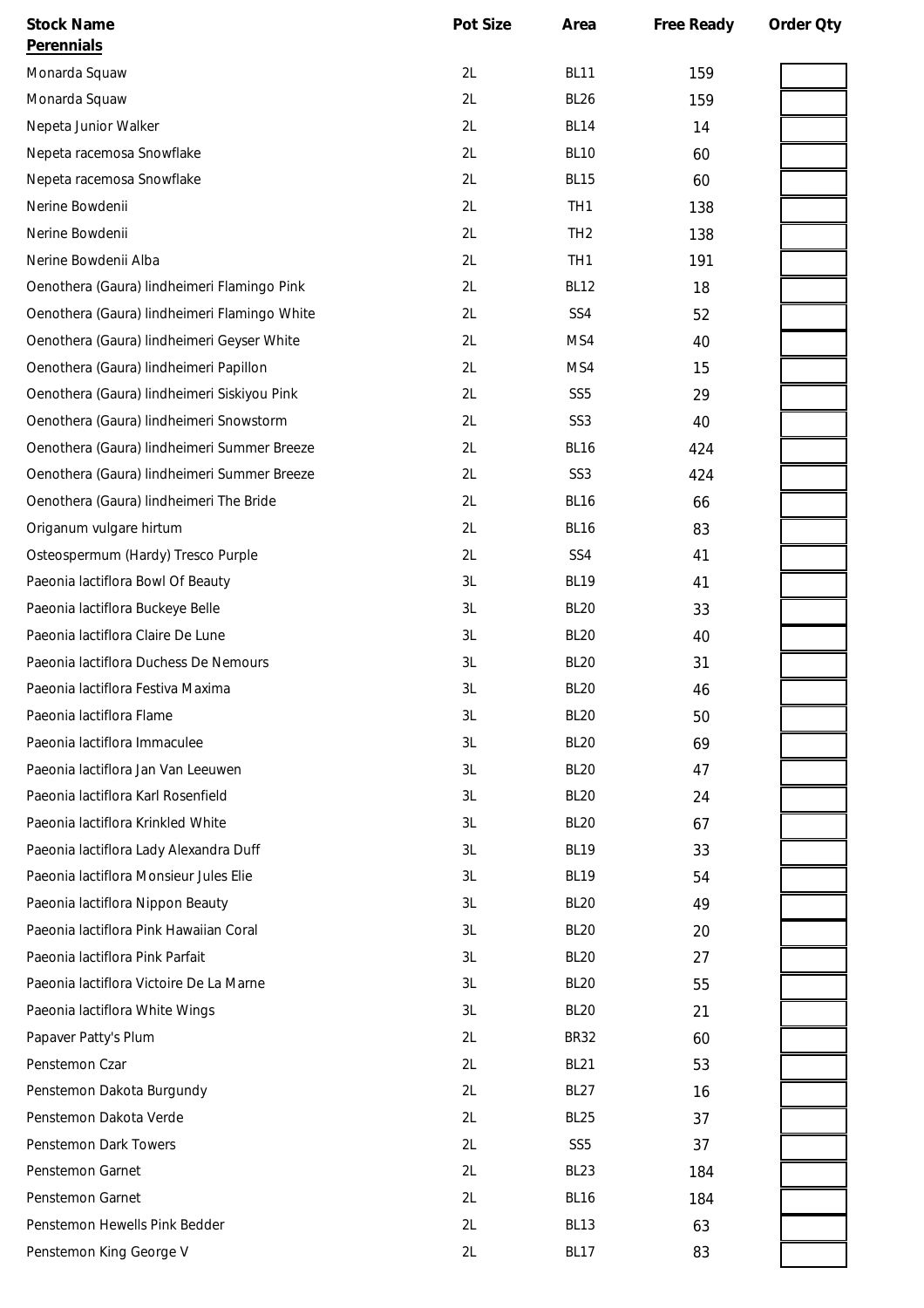| Stock Name | Pot Size | Area | Free Ready | Order Qty |
|---|---|---|---|---|
| **Perennials** | | | | |
| Monarda Squaw | 2L | BL11 | 159 | |
| Monarda Squaw | 2L | BL26 | 159 | |
| Nepeta Junior Walker | 2L | BL14 | 14 | |
| Nepeta racemosa Snowflake | 2L | BL10 | 60 | |
| Nepeta racemosa Snowflake | 2L | BL15 | 60 | |
| Nerine Bowdenii | 2L | TH1 | 138 | |
| Nerine Bowdenii | 2L | TH2 | 138 | |
| Nerine Bowdenii Alba | 2L | TH1 | 191 | |
| Oenothera (Gaura) lindheimeri Flamingo Pink | 2L | BL12 | 18 | |
| Oenothera (Gaura) lindheimeri Flamingo White | 2L | SS4 | 52 | |
| Oenothera (Gaura) lindheimeri Geyser White | 2L | MS4 | 40 | |
| Oenothera (Gaura) lindheimeri Papillon | 2L | MS4 | 15 | |
| Oenothera (Gaura) lindheimeri Siskiyou Pink | 2L | SS5 | 29 | |
| Oenothera (Gaura) lindheimeri Snowstorm | 2L | SS3 | 40 | |
| Oenothera (Gaura) lindheimeri Summer Breeze | 2L | BL16 | 424 | |
| Oenothera (Gaura) lindheimeri Summer Breeze | 2L | SS3 | 424 | |
| Oenothera (Gaura) lindheimeri The Bride | 2L | BL16 | 66 | |
| Origanum vulgare hirtum | 2L | BL16 | 83 | |
| Osteospermum (Hardy) Tresco Purple | 2L | SS4 | 41 | |
| Paeonia lactiflora Bowl Of Beauty | 3L | BL19 | 41 | |
| Paeonia lactiflora Buckeye Belle | 3L | BL20 | 33 | |
| Paeonia lactiflora Claire De Lune | 3L | BL20 | 40 | |
| Paeonia lactiflora Duchess De Nemours | 3L | BL20 | 31 | |
| Paeonia lactiflora Festiva Maxima | 3L | BL20 | 46 | |
| Paeonia lactiflora Flame | 3L | BL20 | 50 | |
| Paeonia lactiflora Immaculee | 3L | BL20 | 69 | |
| Paeonia lactiflora Jan Van Leeuwen | 3L | BL20 | 47 | |
| Paeonia lactiflora Karl Rosenfield | 3L | BL20 | 24 | |
| Paeonia lactiflora Krinkled White | 3L | BL20 | 67 | |
| Paeonia lactiflora Lady Alexandra Duff | 3L | BL19 | 33 | |
| Paeonia lactiflora Monsieur Jules Elie | 3L | BL19 | 54 | |
| Paeonia lactiflora Nippon Beauty | 3L | BL20 | 49 | |
| Paeonia lactiflora Pink Hawaiian Coral | 3L | BL20 | 20 | |
| Paeonia lactiflora Pink Parfait | 3L | BL20 | 27 | |
| Paeonia lactiflora Victoire De La Marne | 3L | BL20 | 55 | |
| Paeonia lactiflora White Wings | 3L | BL20 | 21 | |
| Papaver Patty's Plum | 2L | BR32 | 60 | |
| Penstemon Czar | 2L | BL21 | 53 | |
| Penstemon Dakota Burgundy | 2L | BL27 | 16 | |
| Penstemon Dakota Verde | 2L | BL25 | 37 | |
| Penstemon Dark Towers | 2L | SS5 | 37 | |
| Penstemon Garnet | 2L | BL23 | 184 | |
| Penstemon Garnet | 2L | BL16 | 184 | |
| Penstemon Hewells Pink Bedder | 2L | BL13 | 63 | |
| Penstemon King George V | 2L | BL17 | 83 | |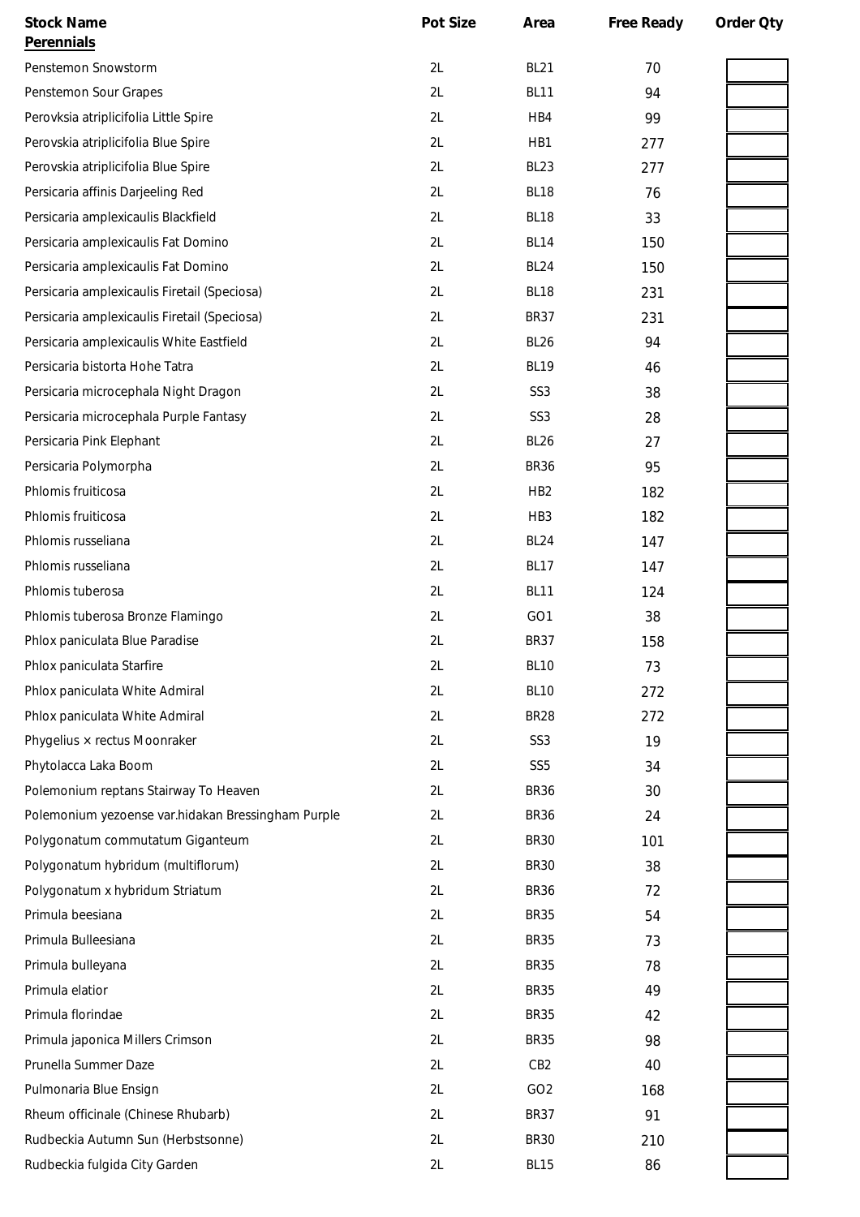| Stock Name | Pot Size | Area | Free Ready | Order Qty |
|---|---|---|---|---|
| **Perennials** | | | | |
| Penstemon Snowstorm | 2L | BL21 | 70 | |
| Penstemon Sour Grapes | 2L | BL11 | 94 | |
| Perovksia atriplicifolia Little Spire | 2L | HB4 | 99 | |
| Perovskia atriplicifolia Blue Spire | 2L | HB1 | 277 | |
| Perovskia atriplicifolia Blue Spire | 2L | BL23 | 277 | |
| Persicaria affinis Darjeeling Red | 2L | BL18 | 76 | |
| Persicaria amplexicaulis Blackfield | 2L | BL18 | 33 | |
| Persicaria amplexicaulis Fat Domino | 2L | BL14 | 150 | |
| Persicaria amplexicaulis Fat Domino | 2L | BL24 | 150 | |
| Persicaria amplexicaulis Firetail (Speciosa) | 2L | BL18 | 231 | |
| Persicaria amplexicaulis Firetail (Speciosa) | 2L | BR37 | 231 | |
| Persicaria amplexicaulis White Eastfield | 2L | BL26 | 94 | |
| Persicaria bistorta Hohe Tatra | 2L | BL19 | 46 | |
| Persicaria microcephala Night Dragon | 2L | SS3 | 38 | |
| Persicaria microcephala Purple Fantasy | 2L | SS3 | 28 | |
| Persicaria Pink Elephant | 2L | BL26 | 27 | |
| Persicaria Polymorpha | 2L | BR36 | 95 | |
| Phlomis fruiticosa | 2L | HB2 | 182 | |
| Phlomis fruiticosa | 2L | HB3 | 182 | |
| Phlomis russeliana | 2L | BL24 | 147 | |
| Phlomis russeliana | 2L | BL17 | 147 | |
| Phlomis tuberosa | 2L | BL11 | 124 | |
| Phlomis tuberosa Bronze Flamingo | 2L | GO1 | 38 | |
| Phlox paniculata Blue Paradise | 2L | BR37 | 158 | |
| Phlox paniculata Starfire | 2L | BL10 | 73 | |
| Phlox paniculata White Admiral | 2L | BL10 | 272 | |
| Phlox paniculata White Admiral | 2L | BR28 | 272 | |
| Phygelius × rectus Moonraker | 2L | SS3 | 19 | |
| Phytolacca Laka Boom | 2L | SS5 | 34 | |
| Polemonium reptans Stairway To Heaven | 2L | BR36 | 30 | |
| Polemonium yezoense var.hidakan Bressingham Purple | 2L | BR36 | 24 | |
| Polygonatum commutatum Giganteum | 2L | BR30 | 101 | |
| Polygonatum hybridum (multiflorum) | 2L | BR30 | 38 | |
| Polygonatum x hybridum Striatum | 2L | BR36 | 72 | |
| Primula beesiana | 2L | BR35 | 54 | |
| Primula Bulleesiana | 2L | BR35 | 73 | |
| Primula bulleyana | 2L | BR35 | 78 | |
| Primula elatior | 2L | BR35 | 49 | |
| Primula florindae | 2L | BR35 | 42 | |
| Primula japonica Millers Crimson | 2L | BR35 | 98 | |
| Prunella Summer Daze | 2L | CB2 | 40 | |
| Pulmonaria Blue Ensign | 2L | GO2 | 168 | |
| Rheum officinale (Chinese Rhubarb) | 2L | BR37 | 91 | |
| Rudbeckia Autumn Sun (Herbstsonne) | 2L | BR30 | 210 | |
| Rudbeckia fulgida City Garden | 2L | BL15 | 86 | |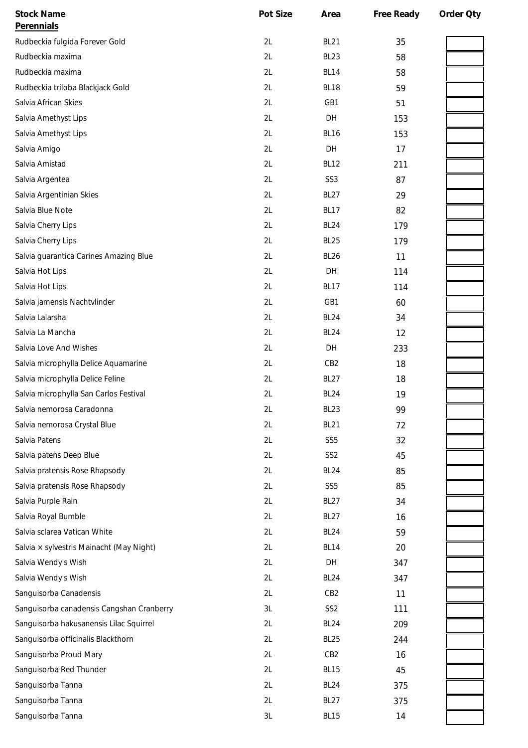| Stock Name | Pot Size | Area | Free Ready | Order Qty |
|---|---|---|---|---|
| **Perennials** | | | | |
| Rudbeckia fulgida Forever Gold | 2L | BL21 | 35 | |
| Rudbeckia maxima | 2L | BL23 | 58 | |
| Rudbeckia maxima | 2L | BL14 | 58 | |
| Rudbeckia triloba Blackjack Gold | 2L | BL18 | 59 | |
| Salvia African Skies | 2L | GB1 | 51 | |
| Salvia Amethyst Lips | 2L | DH | 153 | |
| Salvia Amethyst Lips | 2L | BL16 | 153 | |
| Salvia Amigo | 2L | DH | 17 | |
| Salvia Amistad | 2L | BL12 | 211 | |
| Salvia Argentea | 2L | SS3 | 87 | |
| Salvia Argentinian Skies | 2L | BL27 | 29 | |
| Salvia Blue Note | 2L | BL17 | 82 | |
| Salvia Cherry Lips | 2L | BL24 | 179 | |
| Salvia Cherry Lips | 2L | BL25 | 179 | |
| Salvia guarantica Carines Amazing Blue | 2L | BL26 | 11 | |
| Salvia Hot Lips | 2L | DH | 114 | |
| Salvia Hot Lips | 2L | BL17 | 114 | |
| Salvia jamensis Nachtvlinder | 2L | GB1 | 60 | |
| Salvia Lalarsha | 2L | BL24 | 34 | |
| Salvia La Mancha | 2L | BL24 | 12 | |
| Salvia Love And Wishes | 2L | DH | 233 | |
| Salvia microphylla Delice Aquamarine | 2L | CB2 | 18 | |
| Salvia microphylla Delice Feline | 2L | BL27 | 18 | |
| Salvia microphylla San Carlos Festival | 2L | BL24 | 19 | |
| Salvia nemorosa Caradonna | 2L | BL23 | 99 | |
| Salvia nemorosa Crystal Blue | 2L | BL21 | 72 | |
| Salvia Patens | 2L | SS5 | 32 | |
| Salvia patens Deep Blue | 2L | SS2 | 45 | |
| Salvia pratensis Rose Rhapsody | 2L | BL24 | 85 | |
| Salvia pratensis Rose Rhapsody | 2L | SS5 | 85 | |
| Salvia Purple Rain | 2L | BL27 | 34 | |
| Salvia Royal Bumble | 2L | BL27 | 16 | |
| Salvia sclarea Vatican White | 2L | BL24 | 59 | |
| Salvia × sylvestris Mainacht (May Night) | 2L | BL14 | 20 | |
| Salvia Wendy's Wish | 2L | DH | 347 | |
| Salvia Wendy's Wish | 2L | BL24 | 347 | |
| Sanguisorba Canadensis | 2L | CB2 | 11 | |
| Sanguisorba canadensis Cangshan Cranberry | 3L | SS2 | 111 | |
| Sanguisorba hakusanensis Lilac Squirrel | 2L | BL24 | 209 | |
| Sanguisorba officinalis Blackthorn | 2L | BL25 | 244 | |
| Sanguisorba Proud Mary | 2L | CB2 | 16 | |
| Sanguisorba Red Thunder | 2L | BL15 | 45 | |
| Sanguisorba Tanna | 2L | BL24 | 375 | |
| Sanguisorba Tanna | 2L | BL27 | 375 | |
| Sanguisorba Tanna | 3L | BL15 | 14 | |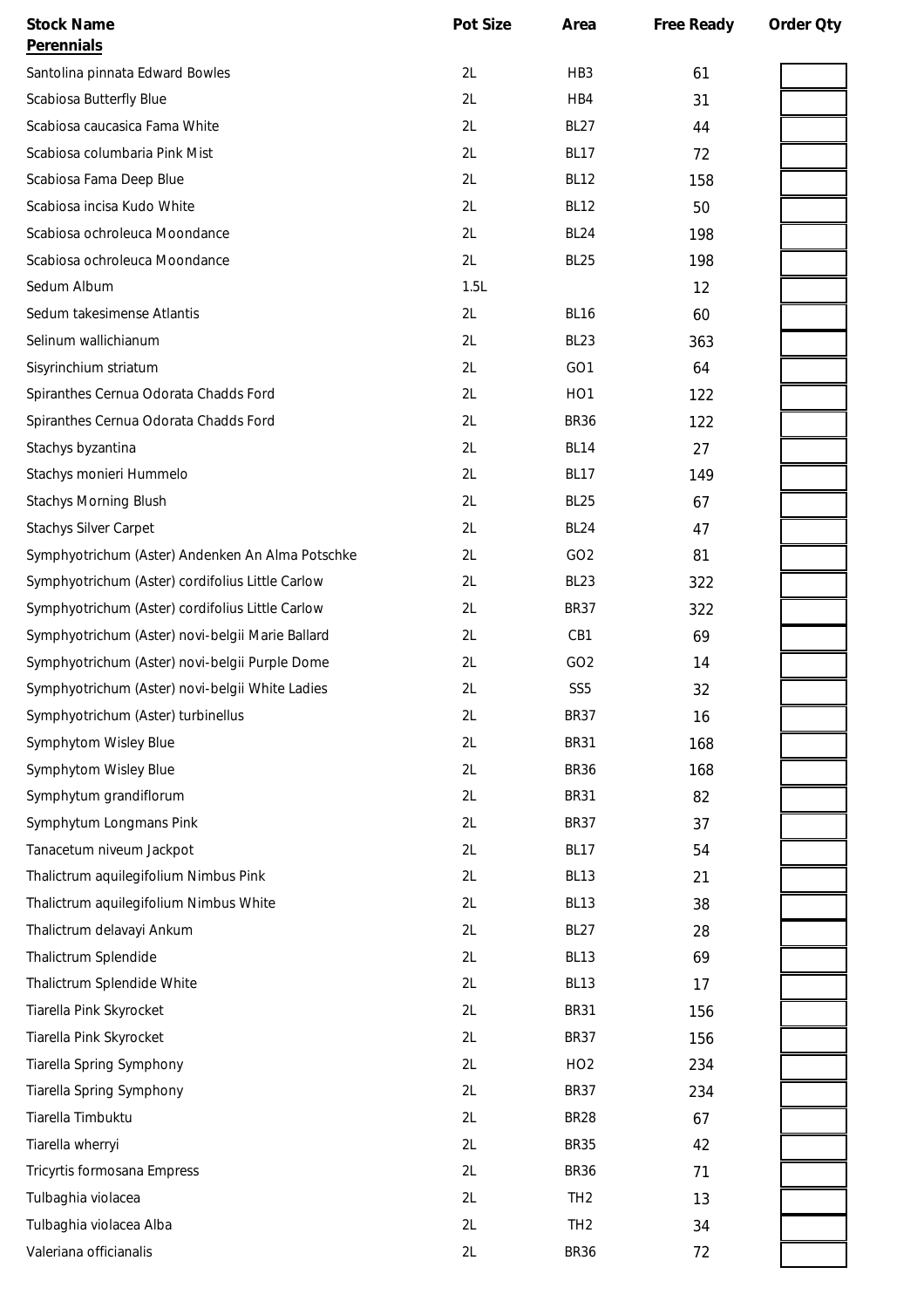| Stock Name | Pot Size | Area | Free Ready | Order Qty |
|---|---|---|---|---|
| **Perennials** | | | | |
| Santolina pinnata Edward Bowles | 2L | HB3 | 61 | |
| Scabiosa Butterfly Blue | 2L | HB4 | 31 | |
| Scabiosa caucasica Fama White | 2L | BL27 | 44 | |
| Scabiosa columbaria Pink Mist | 2L | BL17 | 72 | |
| Scabiosa Fama Deep Blue | 2L | BL12 | 158 | |
| Scabiosa incisa Kudo White | 2L | BL12 | 50 | |
| Scabiosa ochroleuca Moondance | 2L | BL24 | 198 | |
| Scabiosa ochroleuca Moondance | 2L | BL25 | 198 | |
| Sedum Album | 1.5L | | 12 | |
| Sedum takesimense Atlantis | 2L | BL16 | 60 | |
| Selinum wallichianum | 2L | BL23 | 363 | |
| Sisyrinchium striatum | 2L | GO1 | 64 | |
| Spiranthes Cernua Odorata Chadds Ford | 2L | HO1 | 122 | |
| Spiranthes Cernua Odorata Chadds Ford | 2L | BR36 | 122 | |
| Stachys byzantina | 2L | BL14 | 27 | |
| Stachys monieri Hummelo | 2L | BL17 | 149 | |
| Stachys Morning Blush | 2L | BL25 | 67 | |
| Stachys Silver Carpet | 2L | BL24 | 47 | |
| Symphyotrichum (Aster) Andenken An Alma Potschke | 2L | GO2 | 81 | |
| Symphyotrichum (Aster) cordifolius Little Carlow | 2L | BL23 | 322 | |
| Symphyotrichum (Aster) cordifolius Little Carlow | 2L | BR37 | 322 | |
| Symphyotrichum (Aster) novi-belgii Marie Ballard | 2L | CB1 | 69 | |
| Symphyotrichum (Aster) novi-belgii Purple Dome | 2L | GO2 | 14 | |
| Symphyotrichum (Aster) novi-belgii White Ladies | 2L | SS5 | 32 | |
| Symphyotrichum (Aster) turbinellus | 2L | BR37 | 16 | |
| Symphytom Wisley Blue | 2L | BR31 | 168 | |
| Symphytom Wisley Blue | 2L | BR36 | 168 | |
| Symphytum grandiflorum | 2L | BR31 | 82 | |
| Symphytum Longmans Pink | 2L | BR37 | 37 | |
| Tanacetum niveum Jackpot | 2L | BL17 | 54 | |
| Thalictrum aquilegifolium Nimbus Pink | 2L | BL13 | 21 | |
| Thalictrum aquilegifolium Nimbus White | 2L | BL13 | 38 | |
| Thalictrum delavayi Ankum | 2L | BL27 | 28 | |
| Thalictrum Splendide | 2L | BL13 | 69 | |
| Thalictrum Splendide White | 2L | BL13 | 17 | |
| Tiarella Pink Skyrocket | 2L | BR31 | 156 | |
| Tiarella Pink Skyrocket | 2L | BR37 | 156 | |
| Tiarella Spring Symphony | 2L | HO2 | 234 | |
| Tiarella Spring Symphony | 2L | BR37 | 234 | |
| Tiarella Timbuktu | 2L | BR28 | 67 | |
| Tiarella wherryi | 2L | BR35 | 42 | |
| Tricyrtis formosana Empress | 2L | BR36 | 71 | |
| Tulbaghia violacea | 2L | TH2 | 13 | |
| Tulbaghia violacea Alba | 2L | TH2 | 34 | |
| Valeriana officianalis | 2L | BR36 | 72 | |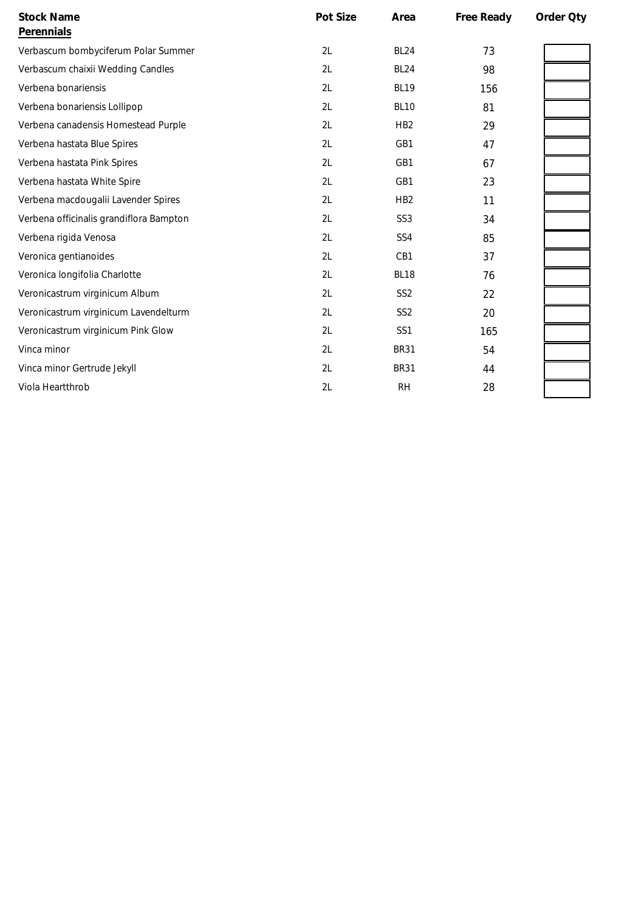| Stock Name | Pot Size | Area | Free Ready | Order Qty |
|---|---|---|---|---|
| **Perennials** | | | | |
| Verbascum bombyciferum Polar Summer | 2L | BL24 | 73 | |
| Verbascum chaixii Wedding Candles | 2L | BL24 | 98 | |
| Verbena bonariensis | 2L | BL19 | 156 | |
| Verbena bonariensis Lollipop | 2L | BL10 | 81 | |
| Verbena canadensis Homestead Purple | 2L | HB2 | 29 | |
| Verbena hastata Blue Spires | 2L | GB1 | 47 | |
| Verbena hastata Pink Spires | 2L | GB1 | 67 | |
| Verbena hastata White Spire | 2L | GB1 | 23 | |
| Verbena macdougalii Lavender Spires | 2L | HB2 | 11 | |
| Verbena officinalis grandiflora Bampton | 2L | SS3 | 34 | |
| Verbena rigida Venosa | 2L | SS4 | 85 | |
| Veronica gentianoides | 2L | CB1 | 37 | |
| Veronica longifolia Charlotte | 2L | BL18 | 76 | |
| Veronicastrum virginicum Album | 2L | SS2 | 22 | |
| Veronicastrum virginicum Lavendelturm | 2L | SS2 | 20 | |
| Veronicastrum virginicum Pink Glow | 2L | SS1 | 165 | |
| Vinca minor | 2L | BR31 | 54 | |
| Vinca minor Gertrude Jekyll | 2L | BR31 | 44 | |
| Viola Heartthrob | 2L | RH | 28 | |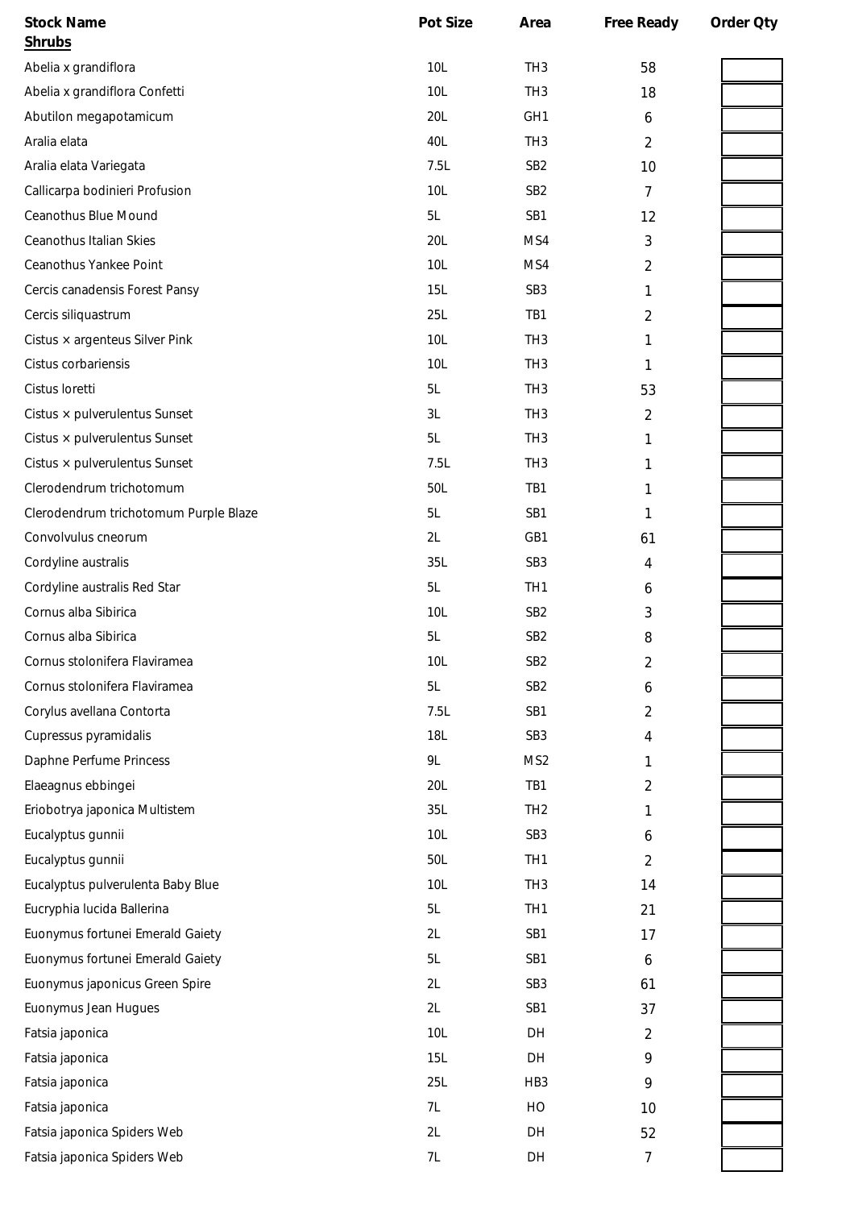| Stock Name | Pot Size | Area | Free Ready | Order Qty |
|---|---|---|---|---|
| **Shrubs** | | | | |
| Abelia x grandiflora | 10L | TH3 | 58 | |
| Abelia x grandiflora Confetti | 10L | TH3 | 18 | |
| Abutilon megapotamicum | 20L | GH1 | 6 | |
| Aralia elata | 40L | TH3 | 2 | |
| Aralia elata Variegata | 7.5L | SB2 | 10 | |
| Callicarpa bodinieri Profusion | 10L | SB2 | 7 | |
| Ceanothus Blue Mound | 5L | SB1 | 12 | |
| Ceanothus Italian Skies | 20L | MS4 | 3 | |
| Ceanothus Yankee Point | 10L | MS4 | 2 | |
| Cercis canadensis Forest Pansy | 15L | SB3 | 1 | |
| Cercis siliquastrum | 25L | TB1 | 2 | |
| Cistus × argenteus Silver Pink | 10L | TH3 | 1 | |
| Cistus corbariensis | 10L | TH3 | 1 | |
| Cistus loretti | 5L | TH3 | 53 | |
| Cistus × pulverulentus Sunset | 3L | TH3 | 2 | |
| Cistus × pulverulentus Sunset | 5L | TH3 | 1 | |
| Cistus × pulverulentus Sunset | 7.5L | TH3 | 1 | |
| Clerodendrum trichotomum | 50L | TB1 | 1 | |
| Clerodendrum trichotomum Purple Blaze | 5L | SB1 | 1 | |
| Convolvulus cneorum | 2L | GB1 | 61 | |
| Cordyline australis | 35L | SB3 | 4 | |
| Cordyline australis Red Star | 5L | TH1 | 6 | |
| Cornus alba Sibirica | 10L | SB2 | 3 | |
| Cornus alba Sibirica | 5L | SB2 | 8 | |
| Cornus stolonifera Flaviramea | 10L | SB2 | 2 | |
| Cornus stolonifera Flaviramea | 5L | SB2 | 6 | |
| Corylus avellana Contorta | 7.5L | SB1 | 2 | |
| Cupressus pyramidalis | 18L | SB3 | 4 | |
| Daphne Perfume Princess | 9L | MS2 | 1 | |
| Elaeagnus ebbingei | 20L | TB1 | 2 | |
| Eriobotrya japonica Multistem | 35L | TH2 | 1 | |
| Eucalyptus gunnii | 10L | SB3 | 6 | |
| Eucalyptus gunnii | 50L | TH1 | 2 | |
| Eucalyptus pulverulenta Baby Blue | 10L | TH3 | 14 | |
| Eucryphia lucida Ballerina | 5L | TH1 | 21 | |
| Euonymus fortunei Emerald Gaiety | 2L | SB1 | 17 | |
| Euonymus fortunei Emerald Gaiety | 5L | SB1 | 6 | |
| Euonymus japonicus Green Spire | 2L | SB3 | 61 | |
| Euonymus Jean Hugues | 2L | SB1 | 37 | |
| Fatsia japonica | 10L | DH | 2 | |
| Fatsia japonica | 15L | DH | 9 | |
| Fatsia japonica | 25L | HB3 | 9 | |
| Fatsia japonica | 7L | HO | 10 | |
| Fatsia japonica Spiders Web | 2L | DH | 52 | |
| Fatsia japonica Spiders Web | 7L | DH | 7 | |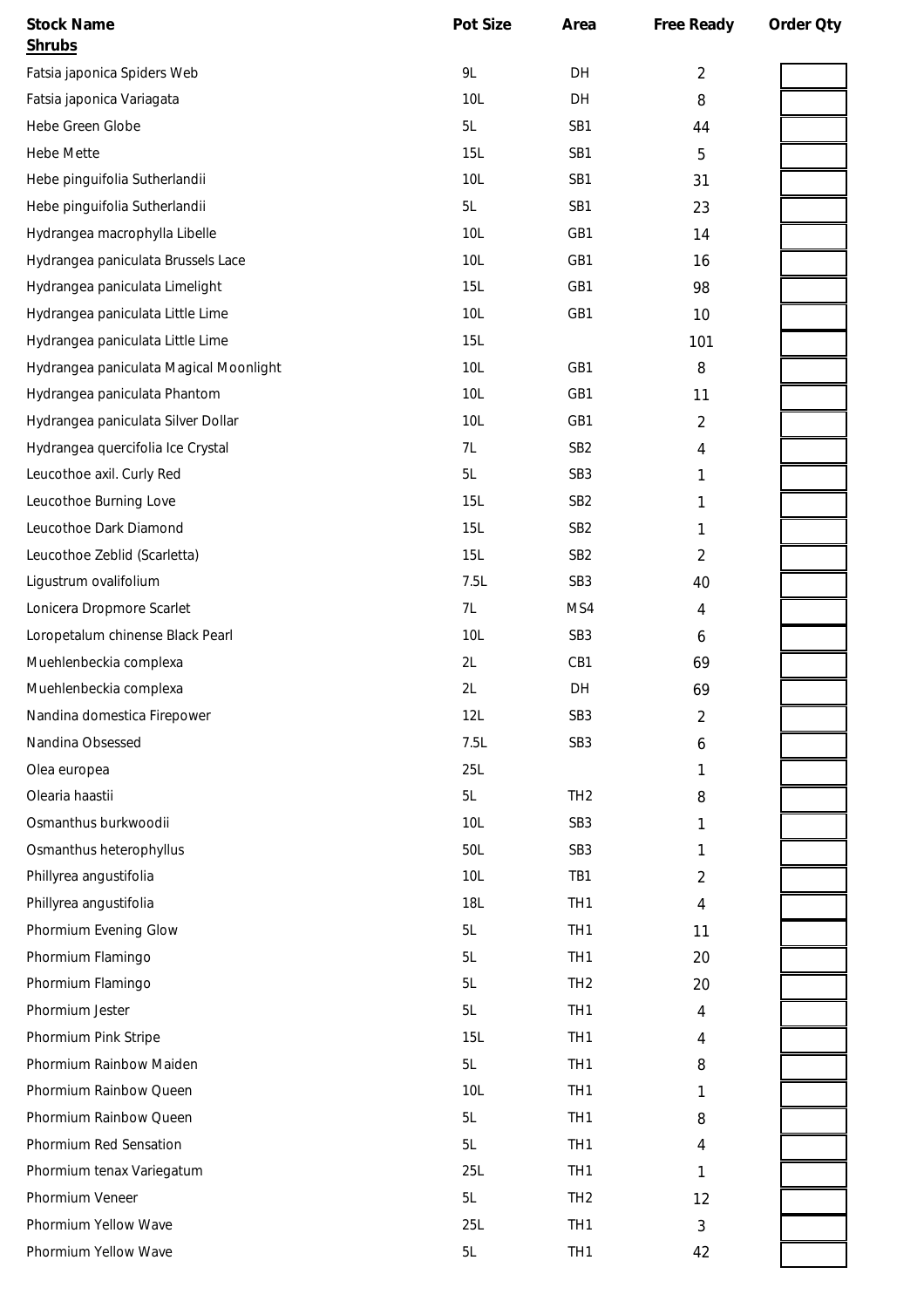| Stock Name | Pot Size | Area | Free Ready | Order Qty |
|---|---|---|---|---|
| **Shrubs** | | | | |
| Fatsia japonica Spiders Web | 9L | DH | 2 | |
| Fatsia japonica Variagata | 10L | DH | 8 | |
| Hebe Green Globe | 5L | SB1 | 44 | |
| Hebe Mette | 15L | SB1 | 5 | |
| Hebe pinguifolia Sutherlandii | 10L | SB1 | 31 | |
| Hebe pinguifolia Sutherlandii | 5L | SB1 | 23 | |
| Hydrangea macrophylla Libelle | 10L | GB1 | 14 | |
| Hydrangea paniculata Brussels Lace | 10L | GB1 | 16 | |
| Hydrangea paniculata Limelight | 15L | GB1 | 98 | |
| Hydrangea paniculata Little Lime | 10L | GB1 | 10 | |
| Hydrangea paniculata Little Lime | 15L | | 101 | |
| Hydrangea paniculata Magical Moonlight | 10L | GB1 | 8 | |
| Hydrangea paniculata Phantom | 10L | GB1 | 11 | |
| Hydrangea paniculata Silver Dollar | 10L | GB1 | 2 | |
| Hydrangea quercifolia Ice Crystal | 7L | SB2 | 4 | |
| Leucothoe axil. Curly Red | 5L | SB3 | 1 | |
| Leucothoe Burning Love | 15L | SB2 | 1 | |
| Leucothoe Dark Diamond | 15L | SB2 | 1 | |
| Leucothoe Zeblid (Scarletta) | 15L | SB2 | 2 | |
| Ligustrum ovalifolium | 7.5L | SB3 | 40 | |
| Lonicera Dropmore Scarlet | 7L | MS4 | 4 | |
| Loropetalum chinense Black Pearl | 10L | SB3 | 6 | |
| Muehlenbeckia complexa | 2L | CB1 | 69 | |
| Muehlenbeckia complexa | 2L | DH | 69 | |
| Nandina domestica Firepower | 12L | SB3 | 2 | |
| Nandina Obsessed | 7.5L | SB3 | 6 | |
| Olea europea | 25L | | 1 | |
| Olearia haastii | 5L | TH2 | 8 | |
| Osmanthus burkwoodii | 10L | SB3 | 1 | |
| Osmanthus heterophyllus | 50L | SB3 | 1 | |
| Phillyrea angustifolia | 10L | TB1 | 2 | |
| Phillyrea angustifolia | 18L | TH1 | 4 | |
| Phormium Evening Glow | 5L | TH1 | 11 | |
| Phormium Flamingo | 5L | TH1 | 20 | |
| Phormium Flamingo | 5L | TH2 | 20 | |
| Phormium Jester | 5L | TH1 | 4 | |
| Phormium Pink Stripe | 15L | TH1 | 4 | |
| Phormium Rainbow Maiden | 5L | TH1 | 8 | |
| Phormium Rainbow Queen | 10L | TH1 | 1 | |
| Phormium Rainbow Queen | 5L | TH1 | 8 | |
| Phormium Red Sensation | 5L | TH1 | 4 | |
| Phormium tenax Variegatum | 25L | TH1 | 1 | |
| Phormium Veneer | 5L | TH2 | 12 | |
| Phormium Yellow Wave | 25L | TH1 | 3 | |
| Phormium Yellow Wave | 5L | TH1 | 42 | |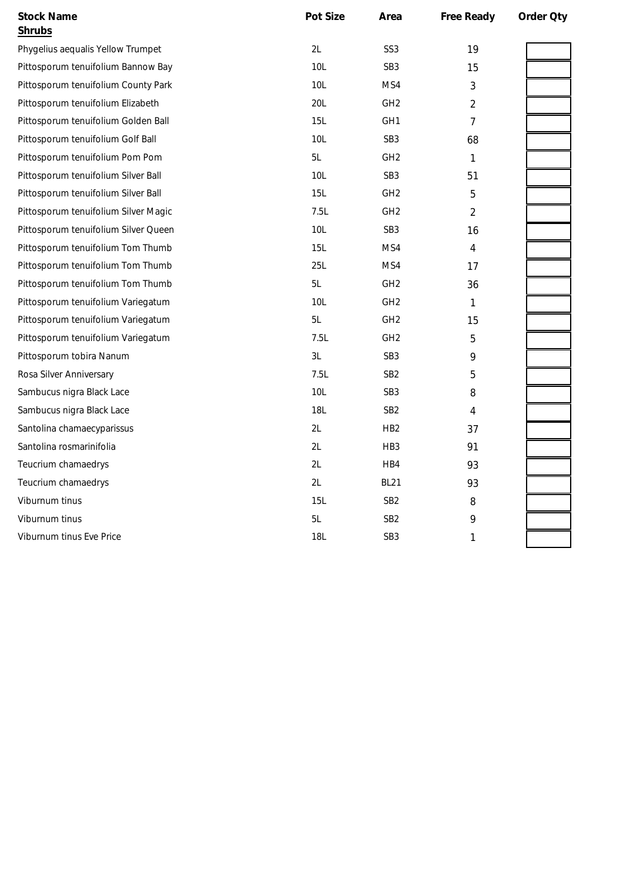| Stock Name | Pot Size | Area | Free Ready | Order Qty |
|---|---|---|---|---|
| **Shrubs** | | | | |
| Phygelius aequalis Yellow Trumpet | 2L | SS3 | 19 | |
| Pittosporum tenuifolium Bannow Bay | 10L | SB3 | 15 | |
| Pittosporum tenuifolium County Park | 10L | MS4 | 3 | |
| Pittosporum tenuifolium Elizabeth | 20L | GH2 | 2 | |
| Pittosporum tenuifolium Golden Ball | 15L | GH1 | 7 | |
| Pittosporum tenuifolium Golf Ball | 10L | SB3 | 68 | |
| Pittosporum tenuifolium Pom Pom | 5L | GH2 | 1 | |
| Pittosporum tenuifolium Silver Ball | 10L | SB3 | 51 | |
| Pittosporum tenuifolium Silver Ball | 15L | GH2 | 5 | |
| Pittosporum tenuifolium Silver Magic | 7.5L | GH2 | 2 | |
| Pittosporum tenuifolium Silver Queen | 10L | SB3 | 16 | |
| Pittosporum tenuifolium Tom Thumb | 15L | MS4 | 4 | |
| Pittosporum tenuifolium Tom Thumb | 25L | MS4 | 17 | |
| Pittosporum tenuifolium Tom Thumb | 5L | GH2 | 36 | |
| Pittosporum tenuifolium Variegatum | 10L | GH2 | 1 | |
| Pittosporum tenuifolium Variegatum | 5L | GH2 | 15 | |
| Pittosporum tenuifolium Variegatum | 7.5L | GH2 | 5 | |
| Pittosporum tobira Nanum | 3L | SB3 | 9 | |
| Rosa Silver Anniversary | 7.5L | SB2 | 5 | |
| Sambucus nigra Black Lace | 10L | SB3 | 8 | |
| Sambucus nigra Black Lace | 18L | SB2 | 4 | |
| Santolina chamaecyparissus | 2L | HB2 | 37 | |
| Santolina rosmarinifolia | 2L | HB3 | 91 | |
| Teucrium chamaedrys | 2L | HB4 | 93 | |
| Teucrium chamaedrys | 2L | BL21 | 93 | |
| Viburnum tinus | 15L | SB2 | 8 | |
| Viburnum tinus | 5L | SB2 | 9 | |
| Viburnum tinus Eve Price | 18L | SB3 | 1 | |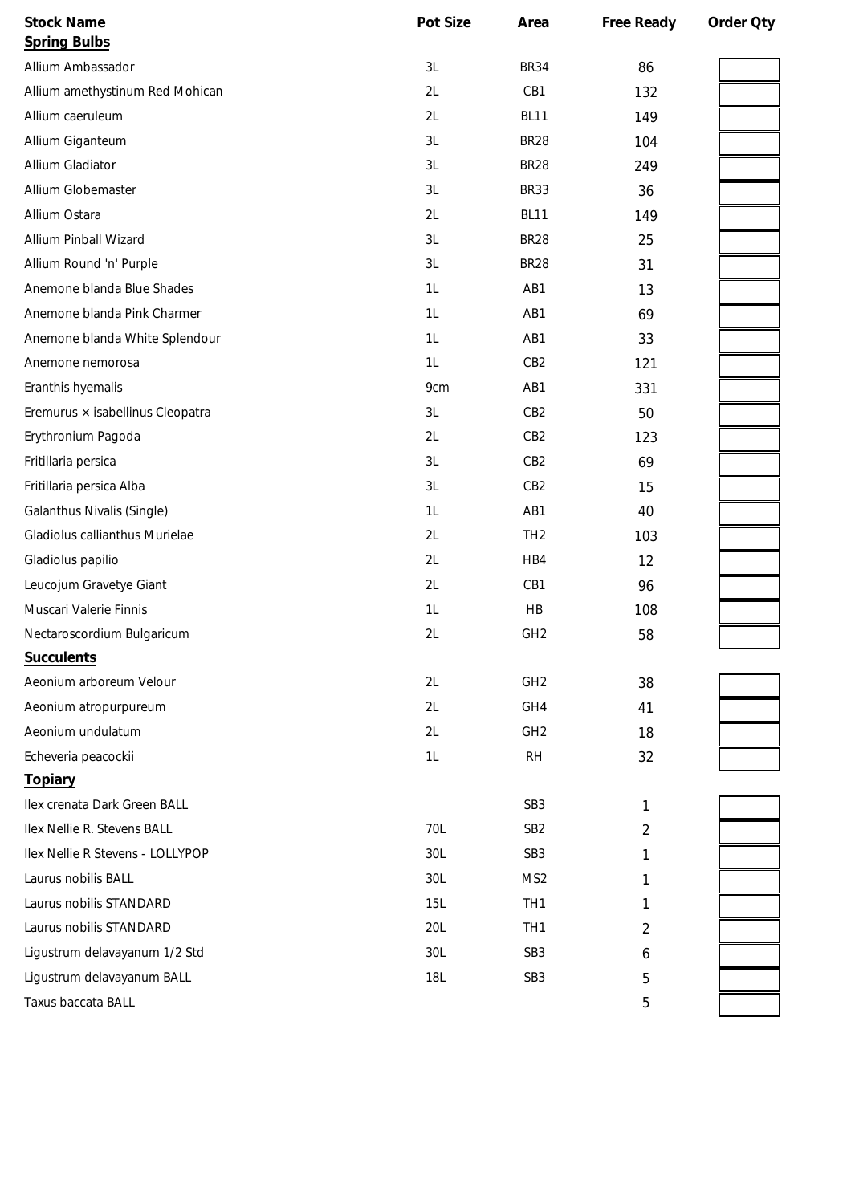| Stock Name | Pot Size | Area | Free Ready | Order Qty |
|---|---|---|---|---|
| **Spring Bulbs** | | | | |
| Allium Ambassador | 3L | BR34 | 86 | |
| Allium amethystinum Red Mohican | 2L | CB1 | 132 | |
| Allium caeruleum | 2L | BL11 | 149 | |
| Allium Giganteum | 3L | BR28 | 104 | |
| Allium Gladiator | 3L | BR28 | 249 | |
| Allium Globemaster | 3L | BR33 | 36 | |
| Allium Ostara | 2L | BL11 | 149 | |
| Allium Pinball Wizard | 3L | BR28 | 25 | |
| Allium Round 'n' Purple | 3L | BR28 | 31 | |
| Anemone blanda Blue Shades | 1L | AB1 | 13 | |
| Anemone blanda Pink Charmer | 1L | AB1 | 69 | |
| Anemone blanda White Splendour | 1L | AB1 | 33 | |
| Anemone nemorosa | 1L | CB2 | 121 | |
| Eranthis hyemalis | 9cm | AB1 | 331 | |
| Eremurus × isabellinus Cleopatra | 3L | CB2 | 50 | |
| Erythronium Pagoda | 2L | CB2 | 123 | |
| Fritillaria persica | 3L | CB2 | 69 | |
| Fritillaria persica Alba | 3L | CB2 | 15 | |
| Galanthus Nivalis (Single) | 1L | AB1 | 40 | |
| Gladiolus callianthus Murielae | 2L | TH2 | 103 | |
| Gladiolus papilio | 2L | HB4 | 12 | |
| Leucojum Gravetye Giant | 2L | CB1 | 96 | |
| Muscari Valerie Finnis | 1L | HB | 108 | |
| Nectaroscordium Bulgaricum | 2L | GH2 | 58 | |
| **Succulents** | | | | |
| Aeonium arboreum Velour | 2L | GH2 | 38 | |
| Aeonium atropurpureum | 2L | GH4 | 41 | |
| Aeonium undulatum | 2L | GH2 | 18 | |
| Echeveria peacockii | 1L | RH | 32 | |
| **Topiary** | | | | |
| Ilex crenata Dark Green BALL | | SB3 | 1 | |
| Ilex Nellie R. Stevens BALL | 70L | SB2 | 2 | |
| Ilex Nellie R Stevens - LOLLYPOP | 30L | SB3 | 1 | |
| Laurus nobilis BALL | 30L | MS2 | 1 | |
| Laurus nobilis STANDARD | 15L | TH1 | 1 | |
| Laurus nobilis STANDARD | 20L | TH1 | 2 | |
| Ligustrum delavayanum 1/2 Std | 30L | SB3 | 6 | |
| Ligustrum delavayanum BALL | 18L | SB3 | 5 | |
| Taxus baccata BALL | | | 5 | |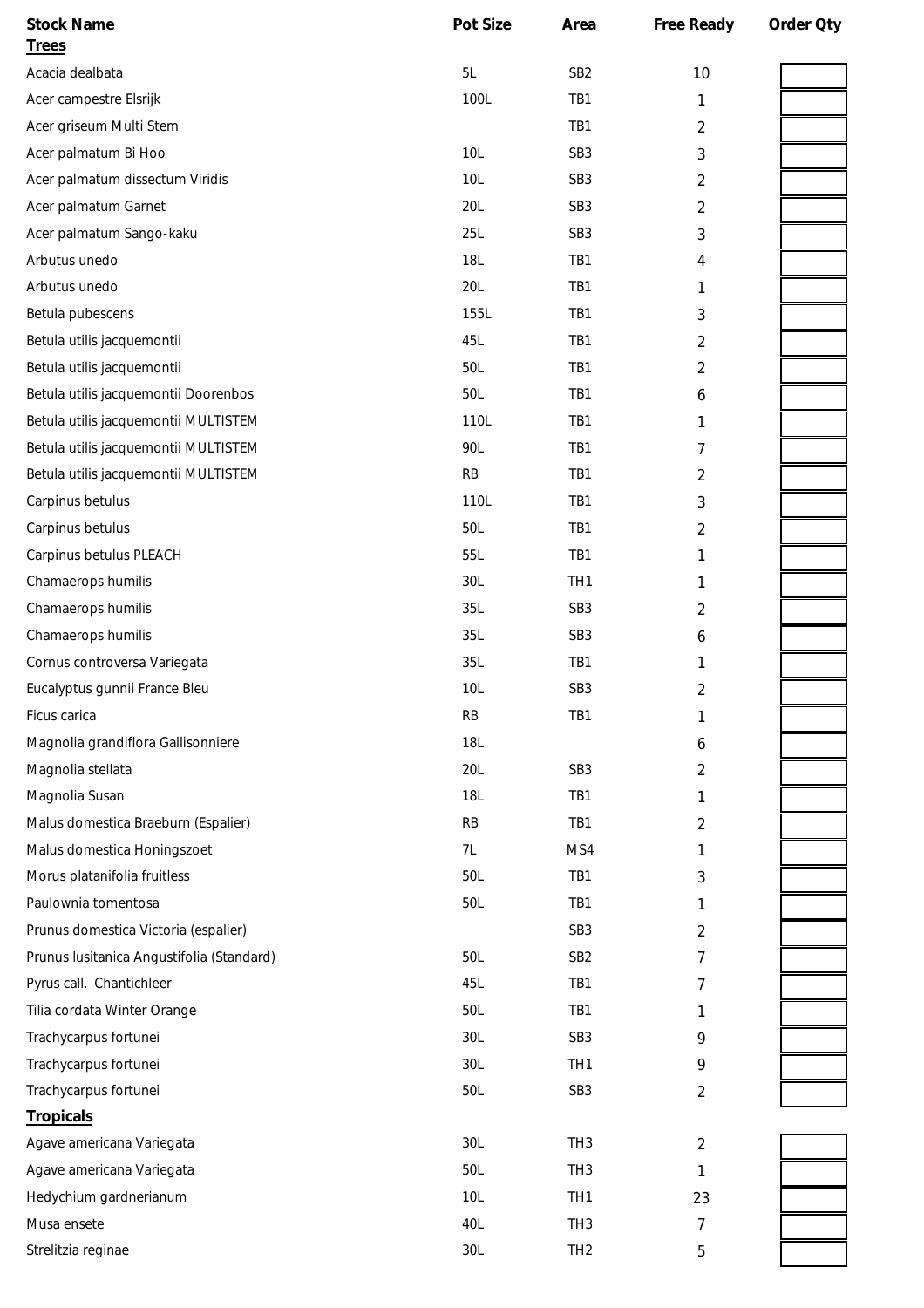| Stock Name | Pot Size | Area | Free Ready | Order Qty |
|---|---|---|---|---|
| **Trees** | | | | |
| Acacia dealbata | 5L | SB2 | 10 | |
| Acer campestre Elsrijk | 100L | TB1 | 1 | |
| Acer griseum Multi Stem | | TB1 | 2 | |
| Acer palmatum Bi Hoo | 10L | SB3 | 3 | |
| Acer palmatum dissectum Viridis | 10L | SB3 | 2 | |
| Acer palmatum Garnet | 20L | SB3 | 2 | |
| Acer palmatum Sango-kaku | 25L | SB3 | 3 | |
| Arbutus unedo | 18L | TB1 | 4 | |
| Arbutus unedo | 20L | TB1 | 1 | |
| Betula pubescens | 155L | TB1 | 3 | |
| Betula utilis jacquemontii | 45L | TB1 | 2 | |
| Betula utilis jacquemontii | 50L | TB1 | 2 | |
| Betula utilis jacquemontii Doorenbos | 50L | TB1 | 6 | |
| Betula utilis jacquemontii MULTISTEM | 110L | TB1 | 1 | |
| Betula utilis jacquemontii MULTISTEM | 90L | TB1 | 7 | |
| Betula utilis jacquemontii MULTISTEM | RB | TB1 | 2 | |
| Carpinus betulus | 110L | TB1 | 3 | |
| Carpinus betulus | 50L | TB1 | 2 | |
| Carpinus betulus PLEACH | 55L | TB1 | 1 | |
| Chamaerops humilis | 30L | TH1 | 1 | |
| Chamaerops humilis | 35L | SB3 | 2 | |
| Chamaerops humilis | 35L | SB3 | 6 | |
| Cornus controversa Variegata | 35L | TB1 | 1 | |
| Eucalyptus gunnii France Bleu | 10L | SB3 | 2 | |
| Ficus carica | RB | TB1 | 1 | |
| Magnolia grandiflora Gallisonniere | 18L | | 6 | |
| Magnolia stellata | 20L | SB3 | 2 | |
| Magnolia Susan | 18L | TB1 | 1 | |
| Malus domestica Braeburn (Espalier) | RB | TB1 | 2 | |
| Malus domestica Honingszoet | 7L | MS4 | 1 | |
| Morus platanifolia fruitless | 50L | TB1 | 3 | |
| Paulownia tomentosa | 50L | TB1 | 1 | |
| Prunus domestica Victoria (espalier) | | SB3 | 2 | |
| Prunus lusitanica Angustifolia (Standard) | 50L | SB2 | 7 | |
| Pyrus call. Chantichleer | 45L | TB1 | 7 | |
| Tilia cordata Winter Orange | 50L | TB1 | 1 | |
| Trachycarpus fortunei | 30L | SB3 | 9 | |
| Trachycarpus fortunei | 30L | TH1 | 9 | |
| Trachycarpus fortunei | 50L | SB3 | 2 | |
| **Tropicals** | | | | |
| Agave americana Variegata | 30L | TH3 | 2 | |
| Agave americana Variegata | 50L | TH3 | 1 | |
| Hedychium gardnerianum | 10L | TH1 | 23 | |
| Musa ensete | 40L | TH3 | 7 | |
| Strelitzia reginae | 30L | TH2 | 5 | |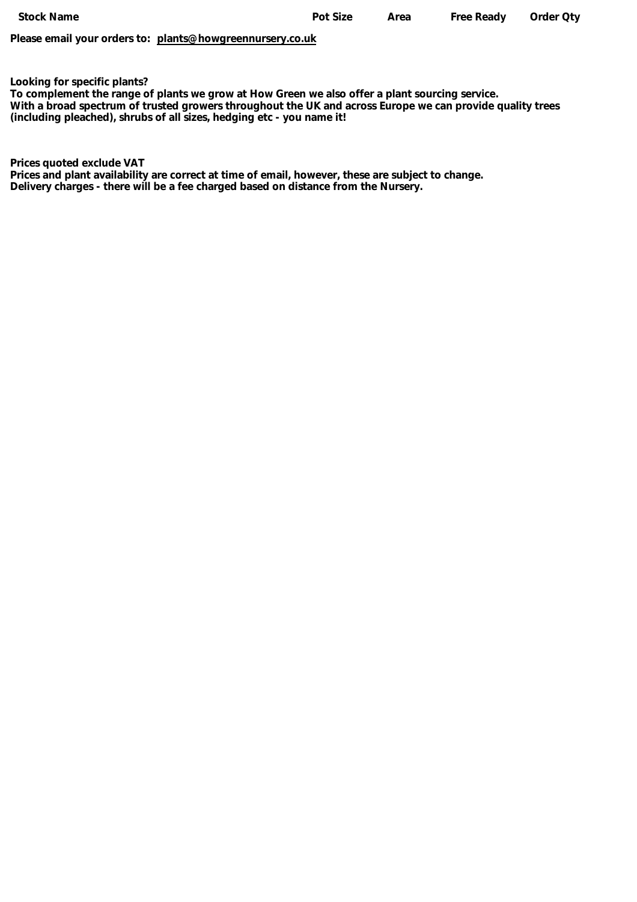| Stock Name | Pot Size | Area | Free Ready | Order Qty |
| --- | --- | --- | --- | --- |

**Please email your orders to: plants@howgreennursery.co.uk**

**Looking for specific plants?**
**To complement the range of plants we grow at How Green we also offer a plant sourcing service.**
**With a broad spectrum of trusted growers throughout the UK and across Europe we can provide quality trees (including pleached), shrubs of all sizes, hedging etc - you name it!**

**Prices quoted exclude VAT**
**Prices and plant availability are correct at time of email, however, these are subject to change.**
**Delivery charges - there will be a fee charged based on distance from the Nursery.**